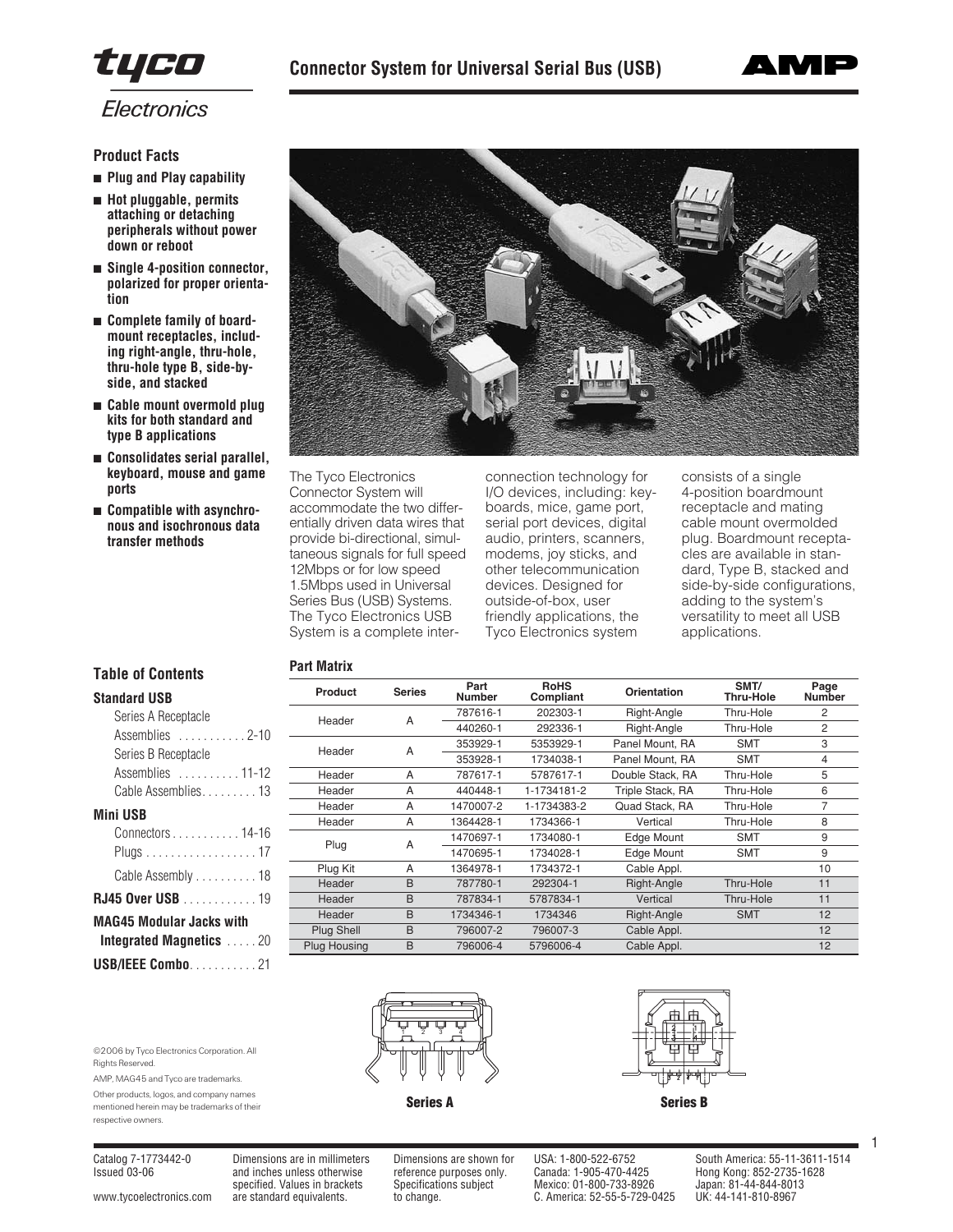# Connector System for Universal Serial Bus (USB)

## Product Facts

- **Plug and Play capability**
- **Hot pluggable, permits attaching or detaching peripherals without power down or reboot**
- **Single 4-position connector, polarized for proper orientation**
- **Complete family of board-mount receptacles, including right-angle, thru-hole, thru-hole type B, side-by-side, and stacked**
- **Cable mount overmold plug kits for both standard and type B applications**
- **Consolidates serial parallel, keyboard, mouse and game ports**
- **Compatible with asynchronous and isochronous data transfer methods**

The Tyco Electronics Connector System will accommodate the two differentially driven data wires that provide bi-directional, simultaneous signals for full speed 12Mbps or for low speed 1.5Mbps used in Universal Series Bus (USB) Systems. The Tyco Electronics USB System is a complete interconnection technology for I/O devices, including: keyboards, mice, game port, serial port devices, digital audio, printers, scanners, modems, joy sticks, and other telecommunication devices. Designed for outside-of-box, user friendly applications, the Tyco Electronics system consists of a single 4-position boardmount receptacle and mating cable mount overmolded plug. Boardmount receptacles are available in standard, Type B, stacked and side-by-side configurations, adding to the system's versatility to meet all USB applications.

## Table of Contents

**Standard USB**

- Series A Receptacle Assemblies . . . . . . . . . . . 2-10
- Series B Receptacle Assemblies . . . . . . . . . . 11-12
- Cable Assemblies. . . . . . . . . 13

**Mini USB**

- Connectors . . . . . . . . . . . 14-16
- Plugs . . . . . . . . . . . . . . . . . . 17
- Cable Assembly . . . . . . . . . . 18

**RJ45 Over USB** . . . . . . . . . . . . 19

**MAG45 Modular Jacks with Integrated Magnetics** . . . . . 20

**USB/IEEE Combo**. . . . . . . . . . . 21

## Part Matrix

| Product | Series | Part Number | RoHS Compliant | Orientation | SMT/ Thru-Hole | Page Number |
|---|---|---|---|---|---|---|
| Header | A | 787616-1 | 202303-1 | Right-Angle | Thru-Hole | 2 |
| | | 440260-1 | 292336-1 | Right-Angle | Thru-Hole | 2 |
| Header | A | 353929-1 | 5353929-1 | Panel Mount, RA | SMT | 3 |
| | | 353928-1 | 1734038-1 | Panel Mount, RA | SMT | 4 |
| Header | A | 787617-1 | 5787617-1 | Double Stack, RA | Thru-Hole | 5 |
| Header | A | 440448-1 | 1-1734181-2 | Triple Stack, RA | Thru-Hole | 6 |
| Header | A | 1470007-2 | 1-1734383-2 | Quad Stack, RA | Thru-Hole | 7 |
| Header | A | 1364428-1 | 1734366-1 | Vertical | Thru-Hole | 8 |
| Plug | A | 1470697-1 | 1734080-1 | Edge Mount | SMT | 9 |
| | | 1470695-1 | 1734028-1 | Edge Mount | SMT | 9 |
| Plug Kit | A | 1364978-1 | 1734372-1 | Cable Appl. | | 10 |
| Header | B | 787780-1 | 292304-1 | Right-Angle | Thru-Hole | 11 |
| Header | B | 787834-1 | 5787834-1 | Vertical | Thru-Hole | 11 |
| Header | B | 1734346-1 | 1734346 | Right-Angle | SMT | 12 |
| Plug Shell | B | 796007-2 | 796007-3 | Cable Appl. | | 12 |
| Plug Housing | B | 796006-4 | 5796006-4 | Cable Appl. | | 12 |

**Series A**

**Series B**

©2006 by Tyco Electronics Corporation. All Rights Reserved.

AMP, MAG45 and Tyco are trademarks.

Other products, logos, and company names mentioned herein may be trademarks of their respective owners.

Catalog 7-1773442-0
Issued 03-06

www.tycoelectronics.com

Dimensions are in millimeters and inches unless otherwise specified. Values in brackets are standard equivalents.

Dimensions are shown for reference purposes only. Specifications subject to change.

USA: 1-800-522-6752
Canada: 1-905-470-4425
Mexico: 01-800-733-8926
C. America: 52-55-5-729-0425

South America: 55-11-3611-1514
Hong Kong: 852-2735-1628
Japan: 81-44-844-8013
UK: 44-141-810-8967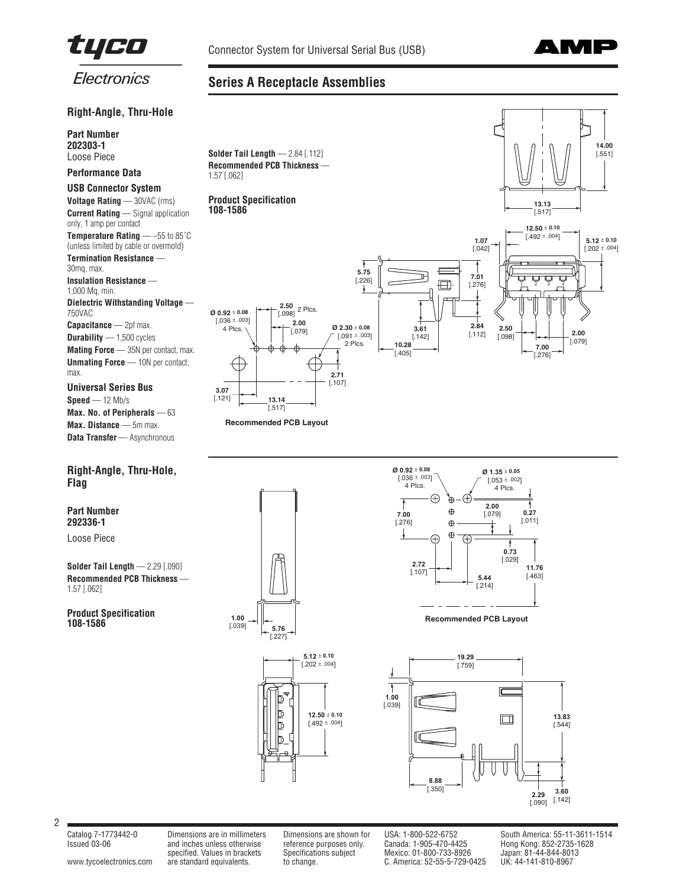# Series A Receptacle Assemblies

## Right-Angle, Thru-Hole

**Part Number**
**202303-1**
Loose Piece

### Performance Data

**USB Connector System**

**Voltage Rating** — 30VAC (rms)

**Current Rating** — Signal application only, 1 amp per contact

**Temperature Rating** — –55 to 85˚C (unless limited by cable or overmold)

**Termination Resistance** — 30mΩ, max.

**Insulation Resistance** — 1,000 MΩ, min.

**Dielectric Withstanding Voltage** — 750VAC

**Capacitance** — 2pf max.

**Durability** — 1,500 cycles

**Mating Force** — 35N per contact, max.

**Unmating Force** — 10N per contact, max.

**Universal Series Bus**

**Speed** — 12 Mb/s

**Max. No. of Peripherals** — 63

**Max. Distance** — 5m max.

**Data Transfer** — Asynchronous

**Solder Tail Length** — 2.84 [.112]

**Recommended PCB Thickness** — 1.57 [.062]

**Product Specification**
**108-1586**

Recommended PCB Layout

## Right-Angle, Thru-Hole, Flag

**Part Number**
**292336-1**

Loose Piece

**Solder Tail Length** — 2.29 [.090]

**Recommended PCB Thickness** — 1.57 [.062]

**Product Specification**
**108-1586**

Recommended PCB Layout

Catalog 7-1773442-0
Issued 03-06

www.tycoelectronics.com

Dimensions are in millimeters and inches unless otherwise specified. Values in brackets are standard equivalents.

Dimensions are shown for reference purposes only. Specifications subject to change.

USA: 1-800-522-6752
Canada: 1-905-470-4425
Mexico: 01-800-733-8926
C. America: 52-55-5-729-0425

South America: 55-11-3611-1514
Hong Kong: 852-2735-1628
Japan: 81-44-844-8013
UK: 44-141-810-8967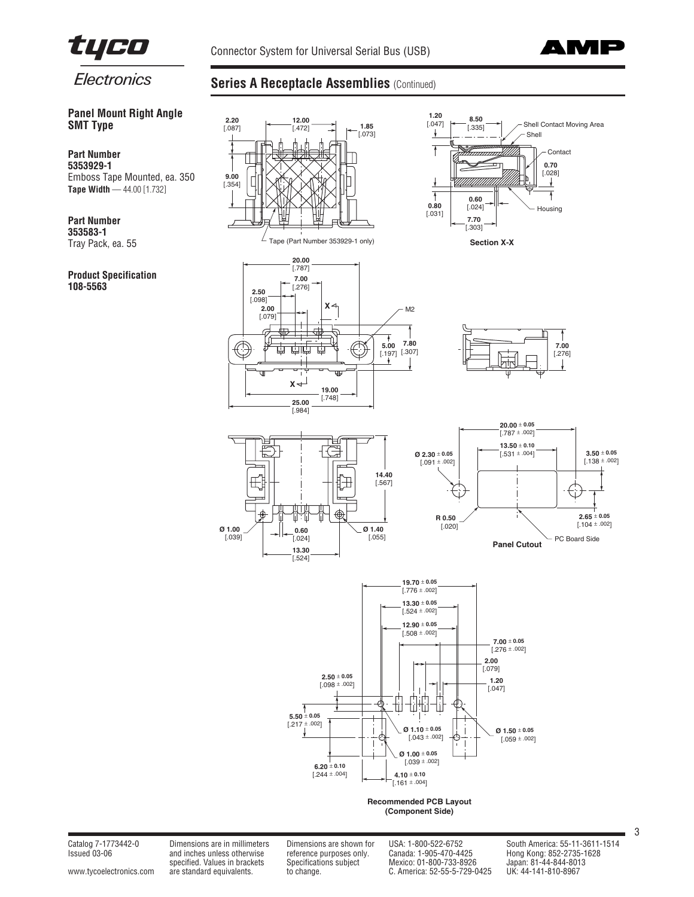## Series A Receptacle Assemblies (Continued)

**Panel Mount Right Angle SMT Type**

**Part Number**
**5353929-1**
Emboss Tape Mounted, ea. 350
**Tape Width** — 44.00 [1.732]

**Part Number**
**353583-1**
Tray Pack, ea. 55

**Product Specification**
**108-5563**

2.20 [.087] 12.00 [.472] 1.85 [.073] 9.00 [.354]

Tape (Part Number 353929-1 only)

1.20 [.047] 8.50 [.335] Shell Contact Moving Area Shell Contact 0.70 [.028] 0.60 [.024] 0.80 [.031] 7.70 [.303] Housing

Section X-X

20.00 [.787] 7.00 [.276] 2.50 [.098] 2.00 [.079] X M2 5.00 [.197] 7.80 [.307] X 19.00 [.748] 25.00 [.984]

7.00 [.276]

14.40 [.567] Ø 1.00 [.039] 0.60 [.024] Ø 1.40 [.055] 13.30 [.524]

$20.00 \pm 0.05$ [.787 ± .002] $13.50 \pm 0.10$ [.531 ± .004] Ø $2.30 \pm 0.05$ [.091 ± .002] $3.50 \pm 0.05$ [.138 ± .002] R 0.50 [.020] $2.65 \pm 0.05$ [.104 ± .002] PC Board Side

Panel Cutout

$19.70 \pm 0.05$ [.776 ± .002] $13.30 \pm 0.05$ [.524 ± .002] $12.90 \pm 0.05$ [.508 ± .002] $7.00 \pm 0.05$ [.276 ± .002] 2.00 [.079] 1.20 [.047] $2.50 \pm 0.05$ [.098 ± .002] $5.50 \pm 0.05$ [.217 ± .002] Ø $1.10 \pm 0.05$ [.043 ± .002] Ø $1.50 \pm 0.05$ [.059 ± .002] Ø $1.00 \pm 0.05$ [.039 ± .002] $6.20 \pm 0.10$ [.244 ± .004] $4.10 \pm 0.10$ [.161 ± .004]

**Recommended PCB Layout (Component Side)**

Catalog 7-1773442-0
Issued 03-06

www.tycoelectronics.com

Dimensions are in millimeters and inches unless otherwise specified. Values in brackets are standard equivalents.

Dimensions are shown for reference purposes only. Specifications subject to change.

USA: 1-800-522-6752
Canada: 1-905-470-4425
Mexico: 01-800-733-8926
C. America: 52-55-5-729-0425

South America: 55-11-3611-1514
Hong Kong: 852-2735-1628
Japan: 81-44-844-8013
UK: 44-141-810-8967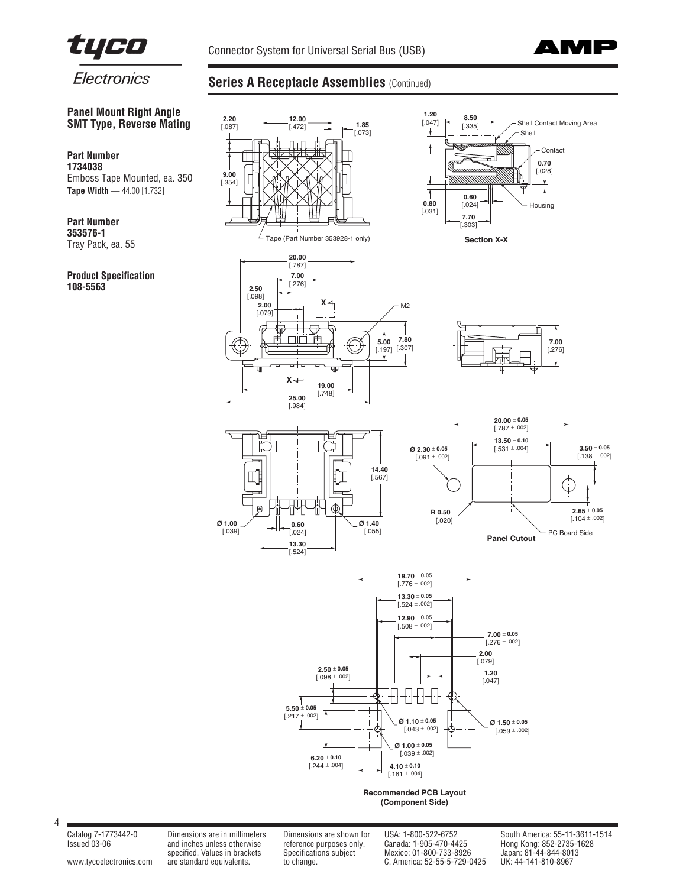## Series A Receptacle Assemblies (Continued)

### Panel Mount Right Angle SMT Type, Reverse Mating

**Part Number**
**1734038**
Emboss Tape Mounted, ea. 350
**Tape Width** — 44.00 [1.732]

**Part Number**
**353576-1**
Tray Pack, ea. 55

**Product Specification**
**108-5563**

2.20 [.087] 12.00 [.472] 1.85 [.073] 9.00 [.354]

Tape (Part Number 353928-1 only)

1.20 [.047] 8.50 [.335] Shell Contact Moving Area Shell Contact 0.70 [.028] 0.80 [.031] 0.60 [.024] 7.70 [.303] Housing

Section X-X

20.00 [.787] 7.00 [.276] 2.50 [.098] 2.00 [.079] X M2 5.00 [.197] 7.80 [.307] X 19.00 [.748] 25.00 [.984]

7.00 [.276]

14.40 [.567] Ø 1.00 [.039] 0.60 [.024] Ø 1.40 [.055] 13.30 [.524]

20.00 ± 0.05 [.787 ± .002] 13.50 ± 0.10 [.531 ± .004] Ø 2.30 ± 0.05 [.091 ± .002] 3.50 ± 0.05 [.138 ± .002] R 0.50 [.020] 2.65 ± 0.05 [.104 ± .002] PC Board Side

Panel Cutout

19.70 ± 0.05 [.776 ± .002] 13.30 ± 0.05 [.524 ± .002] 12.90 ± 0.05 [.508 ± .002] 7.00 ± 0.05 [.276 ± .002] 2.00 [.079] 1.20 [.047] 2.50 ± 0.05 [.098 ± .002] 5.50 ± 0.05 [.217 ± .002] Ø 1.10 ± 0.05 [.043 ± .002] Ø 1.50 ± 0.05 [.059 ± .002] Ø 1.00 ± 0.05 [.039 ± .002] 6.20 ± 0.10 [.244 ± .004] 4.10 ± 0.10 [.161 ± .004]

**Recommended PCB Layout (Component Side)**

Catalog 7-1773442-0
Issued 03-06

www.tycoelectronics.com

Dimensions are in millimeters and inches unless otherwise specified. Values in brackets are standard equivalents.

Dimensions are shown for reference purposes only. Specifications subject to change.

USA: 1-800-522-6752
Canada: 1-905-470-4425
Mexico: 01-800-733-8926
C. America: 52-55-5-729-0425

South America: 55-11-3611-1514
Hong Kong: 852-2735-1628
Japan: 81-44-844-8013
UK: 44-141-810-8967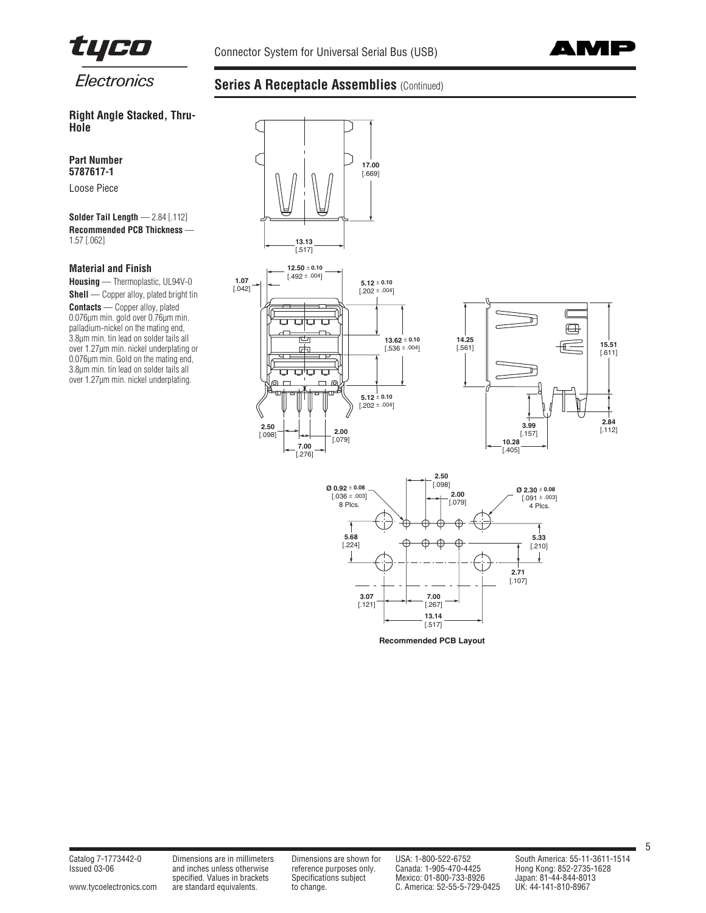## Series A Receptacle Assemblies (Continued)

### Right Angle Stacked, Thru-Hole

**Part Number**
**5787617-1**

Loose Piece

**Solder Tail Length** — 2.84 [.112]
**Recommended PCB Thickness** — 1.57 [.062]

### Material and Finish

**Housing** — Thermoplastic, UL94V-0

**Shell** — Copper alloy, plated bright tin

**Contacts** — Copper alloy, plated 0.076μm min. gold over 0.76μm min. palladium-nickel on the mating end, 3.8μm min. tin lead on solder tails all over 1.27μm min. nickel underplating or 0.076μm min. Gold on the mating end, 3.8μm min. tin lead on solder tails all over 1.27μm min. nickel underplating.

Recommended PCB Layout

Catalog 7-1773442-0
Issued 03-06

www.tycoelectronics.com

Dimensions are in millimeters and inches unless otherwise specified. Values in brackets are standard equivalents.

Dimensions are shown for reference purposes only. Specifications subject to change.

USA: 1-800-522-6752
Canada: 1-905-470-4425
Mexico: 01-800-733-8926
C. America: 52-55-5-729-0425

South America: 55-11-3611-1514
Hong Kong: 852-2735-1628
Japan: 81-44-844-8013
UK: 44-141-810-8967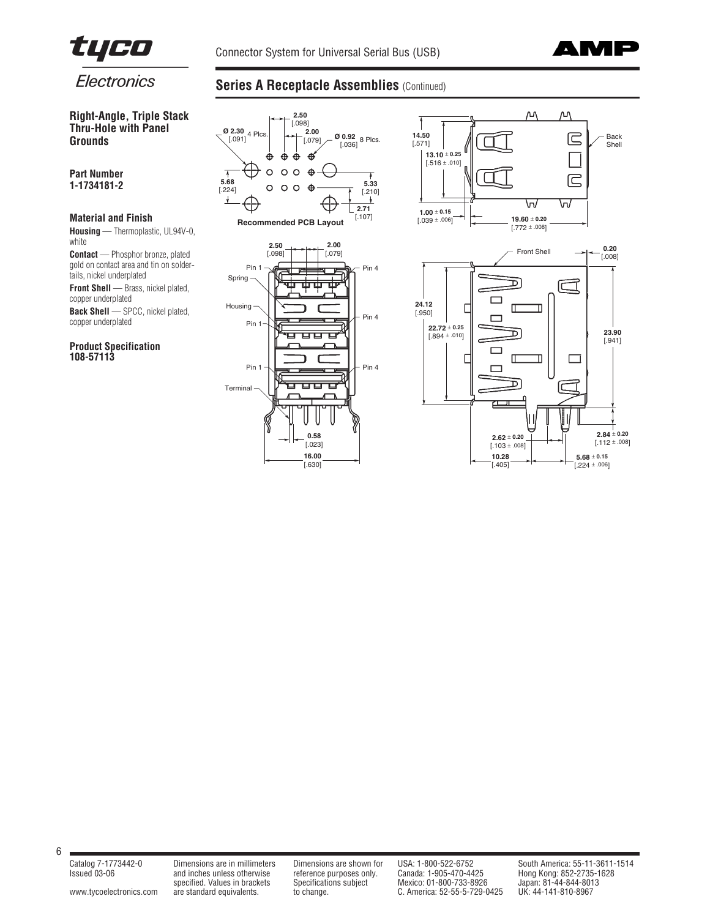## Series A Receptacle Assemblies (Continued)

**Right-Angle, Triple Stack Thru-Hole with Panel Grounds**

**Part Number**
**1-1734181-2**

**Material and Finish**

**Housing** — Thermoplastic, UL94V-0, white

**Contact** — Phosphor bronze, plated gold on contact area and tin on solder-tails, nickel underplated

**Front Shell** — Brass, nickel plated, copper underplated

**Back Shell** — SPCC, nickel plated, copper underplated

**Product Specification**
**108-57113**

Recommended PCB Layout

Ø 2.30 [.091] 4 Plcs.
2.50 [.098]
2.00 [.079]
Ø 0.92 [.036] 8 Plcs.
5.68 [.224]
5.33 [.210]
2.71 [.107]

14.50 [.571]
13.10 ± 0.25 [.516 ± .010]
1.00 ± 0.15 [.039 ± .006]
19.60 ± 0.20 [.772 ± .008]
Back Shell

2.50 [.098]
2.00 [.079]
Pin 1
Pin 4
Spring
Housing
Terminal
0.58 [.023]
16.00 [.630]

Front Shell
0.20 [.008]
24.12 [.950]
22.72 ± 0.25 [.894 ± .010]
23.90 [.941]
2.62 ± 0.20 [.103 ± .008]
2.84 ± 0.20 [.112 ± .008]
10.28 [.405]
5.68 ± 0.15 [.224 ± .006]

Catalog 7-1773442-0
Issued 03-06

www.tycoelectronics.com

Dimensions are in millimeters and inches unless otherwise specified. Values in brackets are standard equivalents.

Dimensions are shown for reference purposes only. Specifications subject to change.

USA: 1-800-522-6752
Canada: 1-905-470-4425
Mexico: 01-800-733-8926
C. America: 52-55-5-729-0425

South America: 55-11-3611-1514
Hong Kong: 852-2735-1628
Japan: 81-44-844-8013
UK: 44-141-810-8967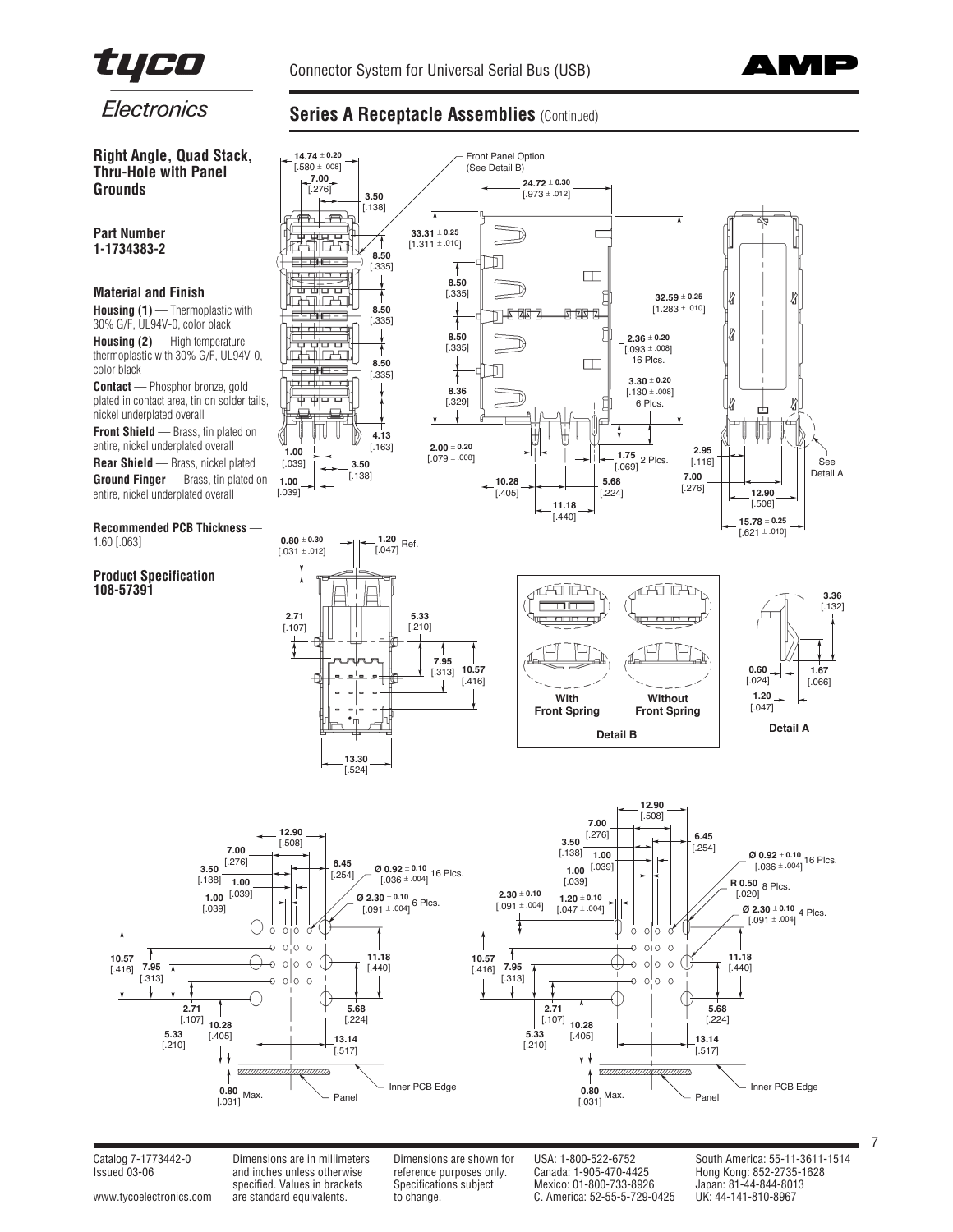## Series A Receptacle Assemblies (Continued)

### Right Angle, Quad Stack, Thru-Hole with Panel Grounds

**Part Number**
**1-1734383-2**

### Material and Finish

**Housing (1)** — Thermoplastic with 30% G/F, UL94V-0, color black

**Housing (2)** — High temperature thermoplastic with 30% G/F, UL94V-0, color black

**Contact** — Phosphor bronze, gold plated in contact area, tin on solder tails, nickel underplated overall

**Front Shield** — Brass, tin plated on entire, nickel underplated overall

**Rear Shield** — Brass, nickel plated

**Ground Finger** — Brass, tin plated on entire, nickel underplated overall

**Recommended PCB Thickness** — 1.60 [.063]

**Product Specification**
**108-57391**

Front Panel Option (See Detail B)

Detail B: With Front Spring / Without Front Spring

Detail A

Inner PCB Edge

Panel

Catalog 7-1773442-0
Issued 03-06

www.tycoelectronics.com

Dimensions are in millimeters and inches unless otherwise specified. Values in brackets are standard equivalents.

Dimensions are shown for reference purposes only. Specifications subject to change.

USA: 1-800-522-6752
Canada: 1-905-470-4425
Mexico: 01-800-733-8926
C. America: 52-55-5-729-0425

South America: 55-11-3611-1514
Hong Kong: 852-2735-1628
Japan: 81-44-844-8013
UK: 44-141-810-8967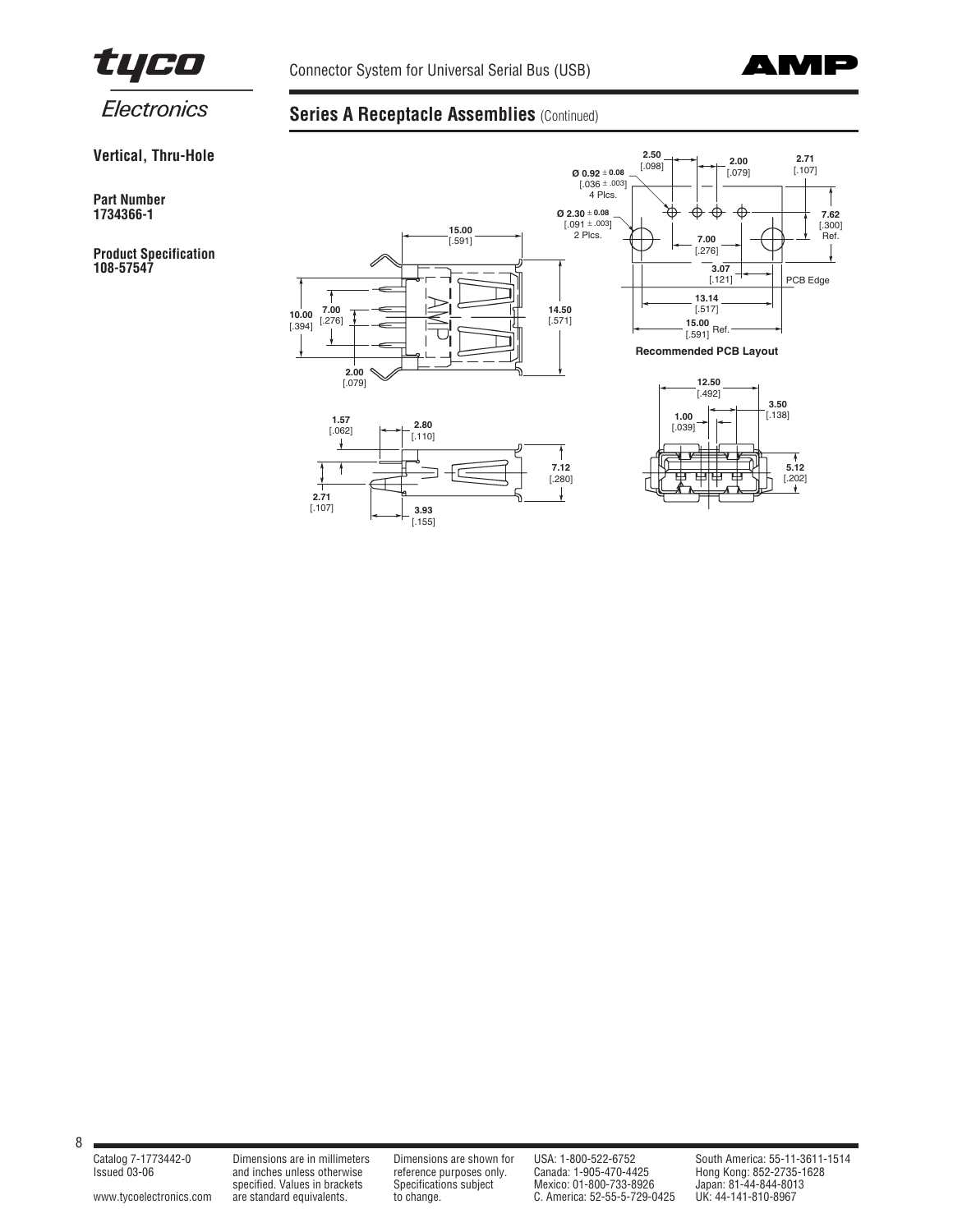## Series A Receptacle Assemblies (Continued)

**Vertical, Thru-Hole**

**Part Number**
**1734366-1**

**Product Specification**
**108-57547**

Recommended PCB Layout

Catalog 7-1773442-0
Issued 03-06

www.tycoelectronics.com

Dimensions are in millimeters and inches unless otherwise specified. Values in brackets are standard equivalents.

Dimensions are shown for reference purposes only. Specifications subject to change.

USA: 1-800-522-6752
Canada: 1-905-470-4425
Mexico: 01-800-733-8926
C. America: 52-55-5-729-0425

South America: 55-11-3611-1514
Hong Kong: 852-2735-1628
Japan: 81-44-844-8013
UK: 44-141-810-8967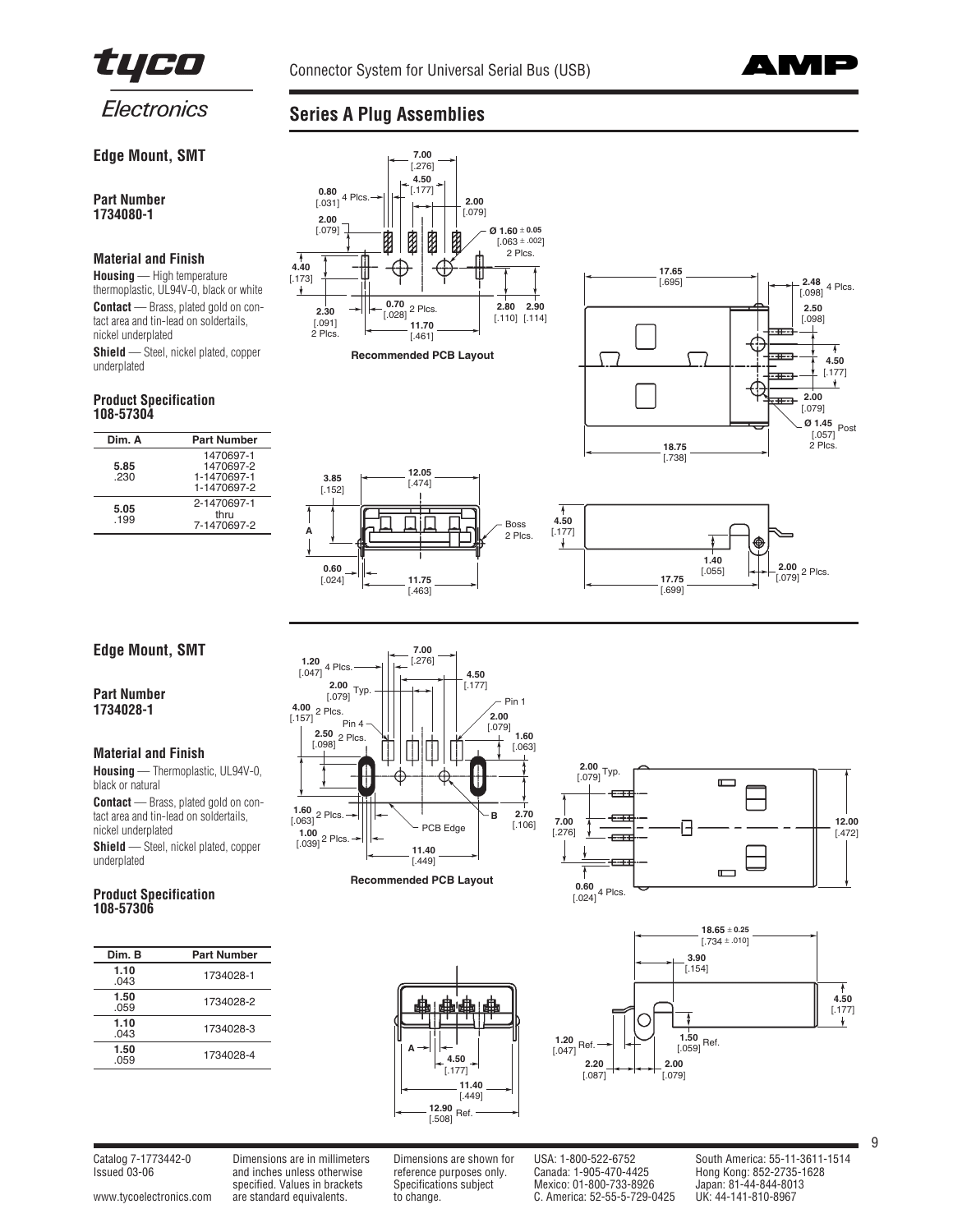## Series A Plug Assemblies

### Edge Mount, SMT

**Part Number**
**1734080-1**

**Material and Finish**

**Housing** — High temperature thermoplastic, UL94V-0, black or white

**Contact** — Brass, plated gold on contact area and tin-lead on soldertails, nickel underplated

**Shield** — Steel, nickel plated, copper underplated

**Product Specification**
**108-57304**

| Dim. A | Part Number |
|---|---|
| 5.85 .230 | 1470697-1 1470697-2 1-1470697-1 1-1470697-2 |
| 5.05 .199 | 2-1470697-1 thru 7-1470697-2 |

Recommended PCB Layout

### Edge Mount, SMT

**Part Number**
**1734028-1**

**Material and Finish**

**Housing** — Thermoplastic, UL94V-0, black or natural

**Contact** — Brass, plated gold on contact area and tin-lead on soldertails, nickel underplated

**Shield** — Steel, nickel plated, copper underplated

**Product Specification**
**108-57306**

| Dim. B | Part Number |
|---|---|
| 1.10 .043 | 1734028-1 |
| 1.50 .059 | 1734028-2 |
| 1.10 .043 | 1734028-3 |
| 1.50 .059 | 1734028-4 |

Recommended PCB Layout

Catalog 7-1773442-0
Issued 03-06

www.tycoelectronics.com

Dimensions are in millimeters and inches unless otherwise specified. Values in brackets are standard equivalents.

Dimensions are shown for reference purposes only. Specifications subject to change.

USA: 1-800-522-6752
Canada: 1-905-470-4425
Mexico: 01-800-733-8926
C. America: 52-55-5-729-0425

South America: 55-11-3611-1514
Hong Kong: 852-2735-1628
Japan: 81-44-844-8013
UK: 44-141-810-8967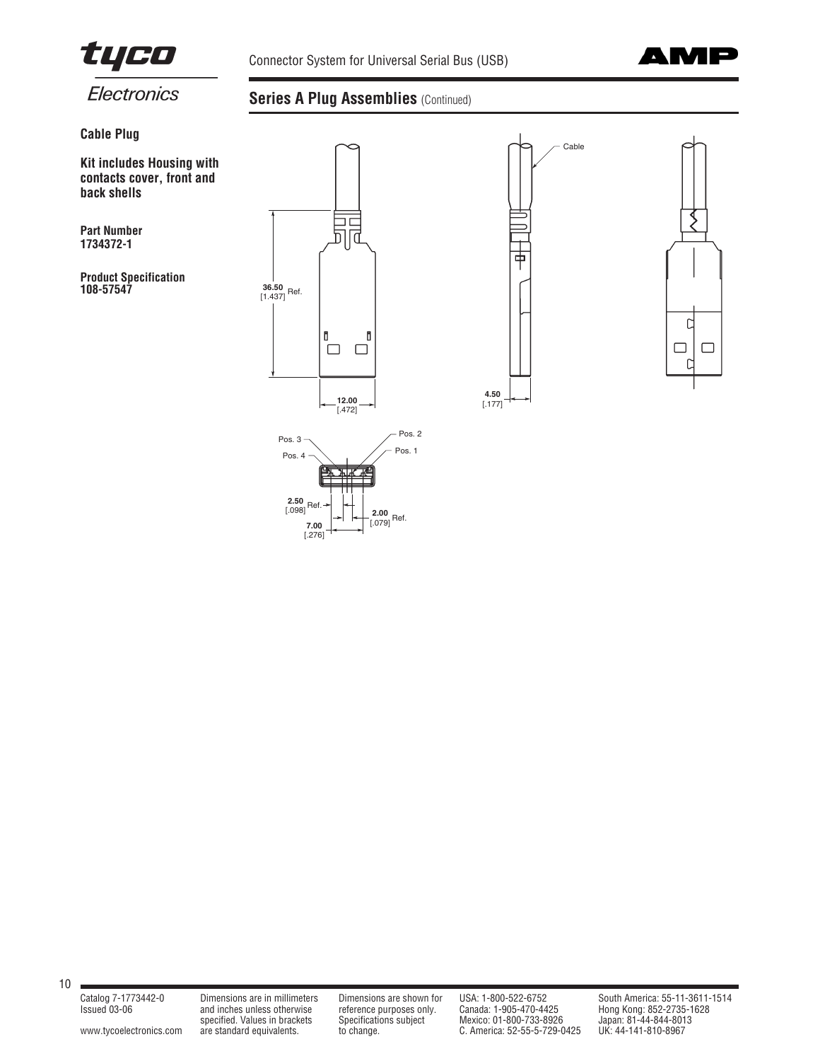## Series A Plug Assemblies (Continued)

**Cable Plug**

**Kit includes Housing with contacts cover, front and back shells**

**Part Number**
**1734372-1**

**Product Specification**
**108-57547**

**36.50** [1.437] Ref.

**12.00** [.472]

Cable

**4.50** [.177]

Pos. 3

Pos. 4

Pos. 2

Pos. 1

**2.50** [.098] Ref.

**7.00** [.276]

**2.00** [.079] Ref.

Catalog 7-1773442-0
Issued 03-06

www.tycoelectronics.com

Dimensions are in millimeters and inches unless otherwise specified. Values in brackets are standard equivalents.

Dimensions are shown for reference purposes only. Specifications subject to change.

USA: 1-800-522-6752
Canada: 1-905-470-4425
Mexico: 01-800-733-8926
C. America: 52-55-5-729-0425

South America: 55-11-3611-1514
Hong Kong: 852-2735-1628
Japan: 81-44-844-8013
UK: 44-141-810-8967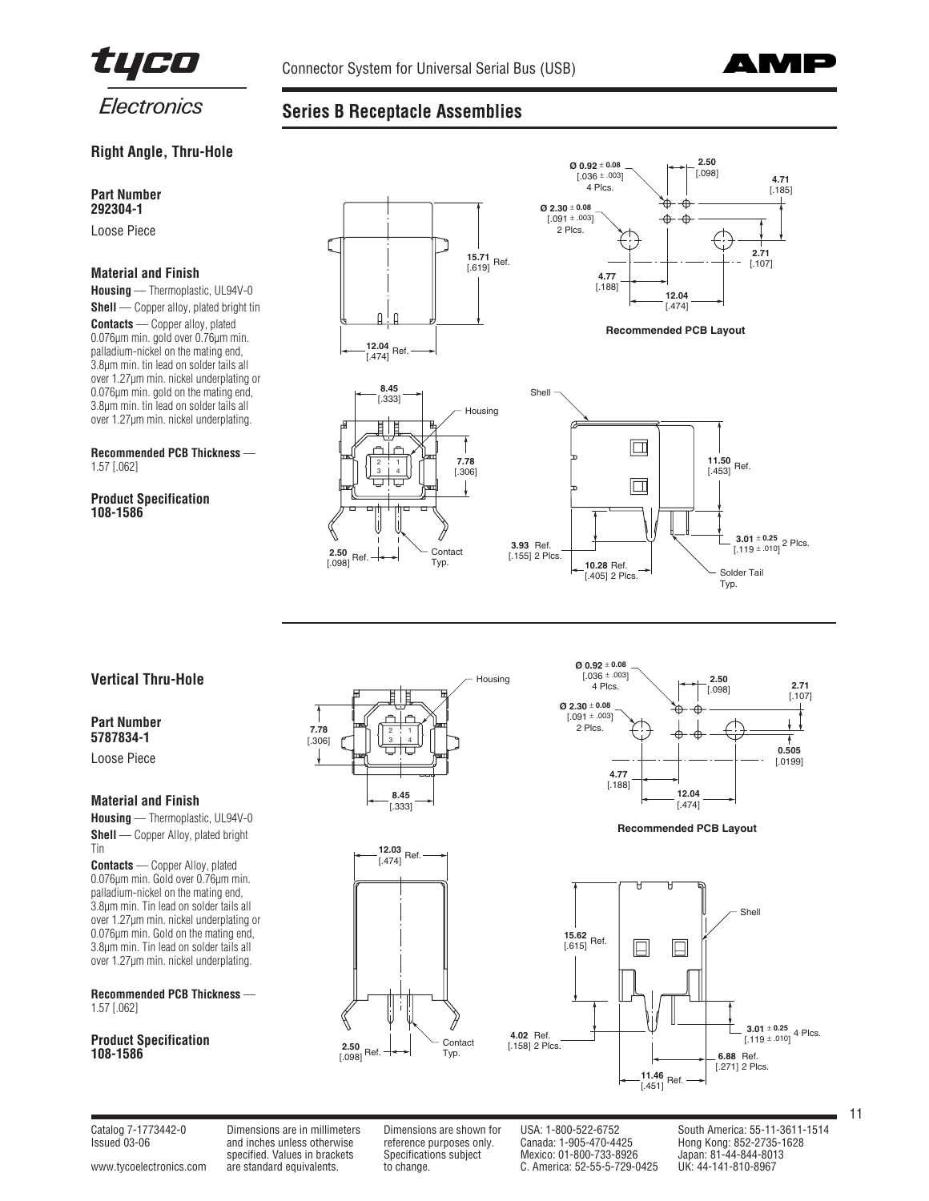# Connector System for Universal Serial Bus (USB)

## Series B Receptacle Assemblies

### Right Angle, Thru-Hole

**Part Number**
**292304-1**

Loose Piece

**Material and Finish**

**Housing** — Thermoplastic, UL94V-0

**Shell** — Copper alloy, plated bright tin

**Contacts** — Copper alloy, plated 0.076µm min. gold over 0.76µm min. palladium-nickel on the mating end, 3.8µm min. tin lead on solder tails all over 1.27µm min. nickel underplating or 0.076µm min. gold on the mating end, 3.8µm min. tin lead on solder tails all over 1.27µm min. nickel underplating.

**Recommended PCB Thickness** — 1.57 [.062]

**Product Specification**
**108-1586**

Ø 0.92 ± 0.08 [.036 ± .003] 4 Plcs.
Ø 2.30 ± 0.08 [.091 ± .003] 2 Plcs.
2.50 [.098]
4.71 [.185]
2.71 [.107]
4.77 [.188]
12.04 [.474]

Recommended PCB Layout

15.71 [.619] Ref.
12.04 [.474] Ref.
8.45 [.333]
7.78 [.306]
Housing
2.50 [.098] Ref.
Contact Typ.
Shell
11.50 [.453] Ref.
3.01 ± 0.25 [.119 ± .010] 2 Plcs.
3.93 Ref. [.155] 2 Plcs.
10.28 Ref. [.405] 2 Plcs.
Solder Tail Typ.

### Vertical Thru-Hole

**Part Number**
**5787834-1**

Loose Piece

**Material and Finish**

**Housing** — Thermoplastic, UL94V-0

**Shell** — Copper Alloy, plated bright Tin

**Contacts** — Copper Alloy, plated 0.076µm min. Gold over 0.76µm min. palladium-nickel on the mating end, 3.8µm min. Tin lead on solder tails all over 1.27µm min. nickel underplating or 0.076µm min. Gold on the mating end, 3.8µm min. Tin lead on solder tails all over 1.27µm min. nickel underplating.

**Recommended PCB Thickness** — 1.57 [.062]

**Product Specification**
**108-1586**

Housing
7.78 [.306]
8.45 [.333]
Ø 0.92 ± 0.08 [.036 ± .003] 4 Plcs.
Ø 2.30 ± 0.08 [.091 ± .003] 2 Plcs.
2.50 [.098]
2.71 [.107]
0.505 [.0199]
4.77 [.188]
12.04 [.474]

Recommended PCB Layout

12.03 [.474] Ref.
2.50 [.098] Ref.
Contact Typ.
Shell
15.62 [.615] Ref.
3.01 ± 0.25 [.119 ± .010] 4 Plcs.
4.02 Ref. [.158] 2 Plcs.
6.88 Ref. [.271] 2 Plcs.
11.46 [.451] Ref.

Catalog 7-1773442-0
Issued 03-06

www.tycoelectronics.com

Dimensions are in millimeters and inches unless otherwise specified. Values in brackets are standard equivalents.

Dimensions are shown for reference purposes only. Specifications subject to change.

USA: 1-800-522-6752
Canada: 1-905-470-4425
Mexico: 01-800-733-8926
C. America: 52-55-5-729-0425

South America: 55-11-3611-1514
Hong Kong: 852-2735-1628
Japan: 81-44-844-8013
UK: 44-141-810-8967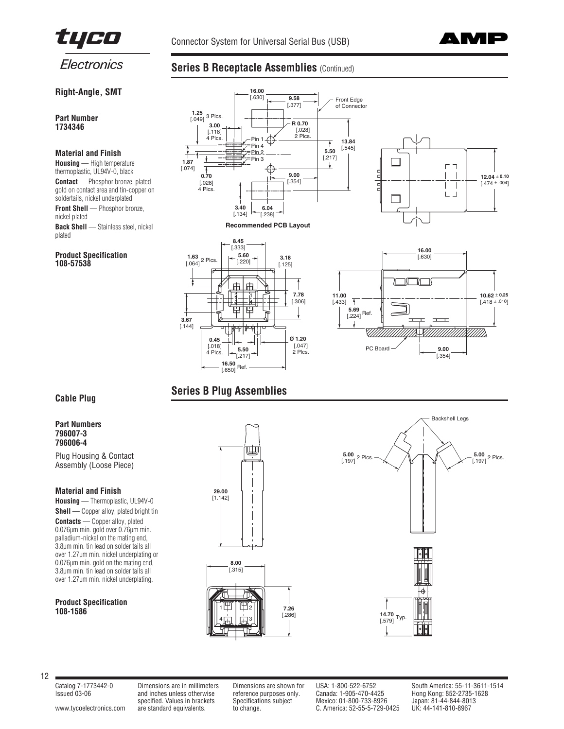## Series B Receptacle Assemblies (Continued)

### Right-Angle, SMT

**Part Number**
**1734346**

**Material and Finish**

**Housing** — High temperature thermoplastic, UL94V-0, black

**Contact** — Phosphor bronze, plated gold on contact area and tin-copper on soldertails, nickel underplated

**Front Shell** — Phosphor bronze, nickel plated

**Back Shell** — Stainless steel, nickel plated

**Product Specification**
**108-57538**

Recommended PCB Layout

## Series B Plug Assemblies

### Cable Plug

**Part Numbers**
**796007-3**
**796006-4**

Plug Housing & Contact Assembly (Loose Piece)

**Material and Finish**

**Housing** — Thermoplastic, UL94V-0

**Shell** — Copper alloy, plated bright tin

**Contacts** — Copper alloy, plated 0.076µm min. gold over 0.76µm min. palladium-nickel on the mating end, 3.8µm min. tin lead on solder tails all over 1.27µm min. nickel underplating or 0.076µm min. gold on the mating end, 3.8µm min. tin lead on solder tails all over 1.27µm min. nickel underplating.

**Product Specification**
**108-1586**

Catalog 7-1773442-0
Issued 03-06

www.tycoelectronics.com

Dimensions are in millimeters and inches unless otherwise specified. Values in brackets are standard equivalents.

Dimensions are shown for reference purposes only. Specifications subject to change.

USA: 1-800-522-6752
Canada: 1-905-470-4425
Mexico: 01-800-733-8926
C. America: 52-55-5-729-0425

South America: 55-11-3611-1514
Hong Kong: 852-2735-1628
Japan: 81-44-844-8013
UK: 44-141-810-8967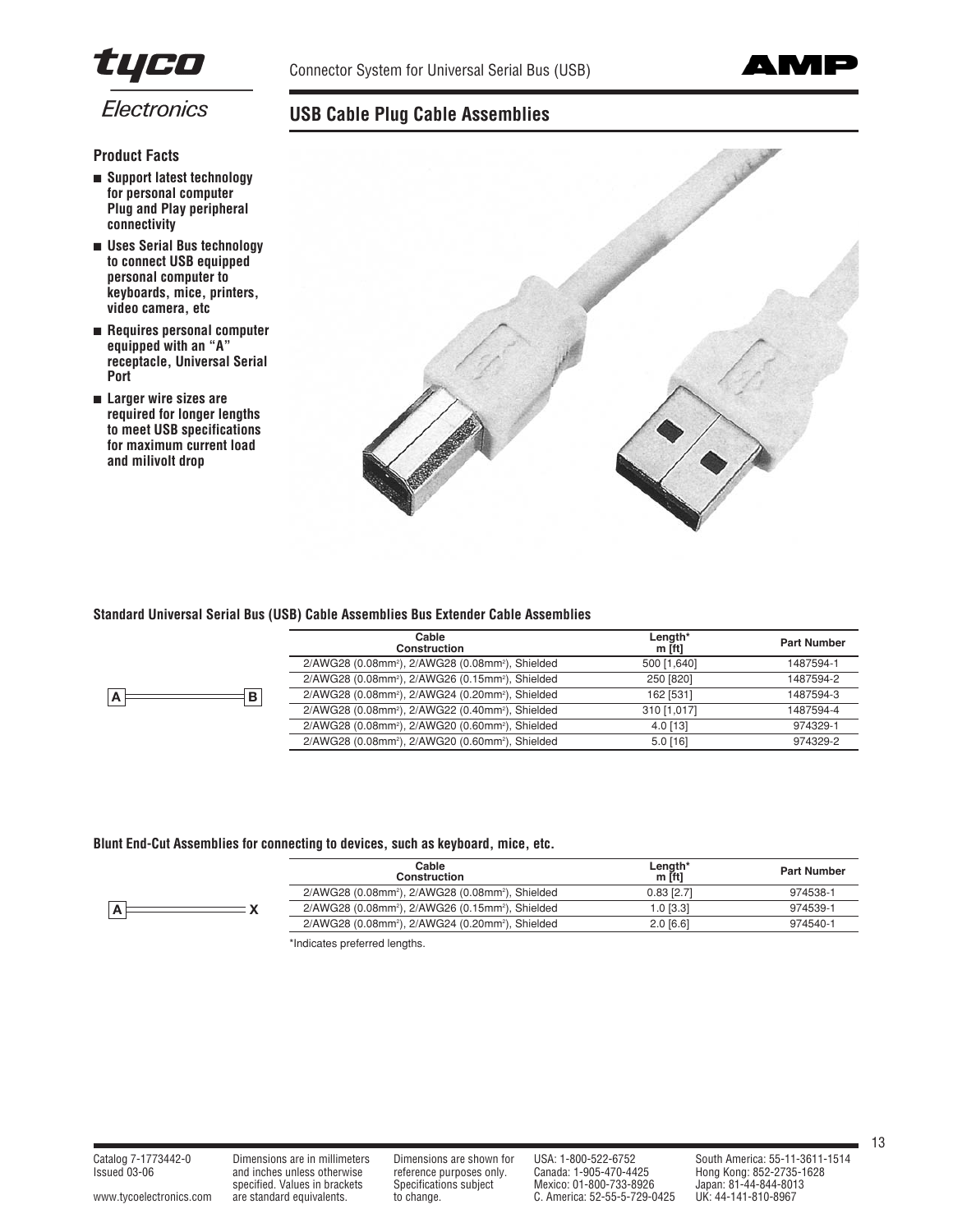# USB Cable Plug Cable Assemblies

Connector System for Universal Serial Bus (USB)

**Product Facts**

- **Support latest technology for personal computer Plug and Play peripheral connectivity**
- **Uses Serial Bus technology to connect USB equipped personal computer to keyboards, mice, printers, video camera, etc**
- **Requires personal computer equipped with an "A" receptacle, Universal Serial Port**
- **Larger wire sizes are required for longer lengths to meet USB specifications for maximum current load and milivolt drop**

### Standard Universal Serial Bus (USB) Cable Assemblies Bus Extender Cable Assemblies

A ═══ B

| Cable Construction | Length* m [ft] | Part Number |
|---|---|---|
| 2/AWG28 (0.08mm²), 2/AWG28 (0.08mm²), Shielded | 500 [1,640] | 1487594-1 |
| 2/AWG28 (0.08mm²), 2/AWG26 (0.15mm²), Shielded | 250 [820] | 1487594-2 |
| 2/AWG28 (0.08mm²), 2/AWG24 (0.20mm²), Shielded | 162 [531] | 1487594-3 |
| 2/AWG28 (0.08mm²), 2/AWG22 (0.40mm²), Shielded | 310 [1,017] | 1487594-4 |
| 2/AWG28 (0.08mm²), 2/AWG20 (0.60mm²), Shielded | 4.0 [13] | 974329-1 |
| 2/AWG28 (0.08mm²), 2/AWG20 (0.60mm²), Shielded | 5.0 [16] | 974329-2 |

### Blunt End-Cut Assemblies for connecting to devices, such as keyboard, mice, etc.

A ═══ X

| Cable Construction | Length* m [ft] | Part Number |
|---|---|---|
| 2/AWG28 (0.08mm²), 2/AWG28 (0.08mm²), Shielded | 0.83 [2.7] | 974538-1 |
| 2/AWG28 (0.08mm²), 2/AWG26 (0.15mm²), Shielded | 1.0 [3.3] | 974539-1 |
| 2/AWG28 (0.08mm²), 2/AWG24 (0.20mm²), Shielded | 2.0 [6.6] | 974540-1 |

*Indicates preferred lengths.

Catalog 7-1773442-0
Issued 03-06

www.tycoelectronics.com

Dimensions are in millimeters and inches unless otherwise specified. Values in brackets are standard equivalents.

Dimensions are shown for reference purposes only. Specifications subject to change.

USA: 1-800-522-6752
Canada: 1-905-470-4425
Mexico: 01-800-733-8926
C. America: 52-55-5-729-0425

South America: 55-11-3611-1514
Hong Kong: 852-2735-1628
Japan: 81-44-844-8013
UK: 44-141-810-8967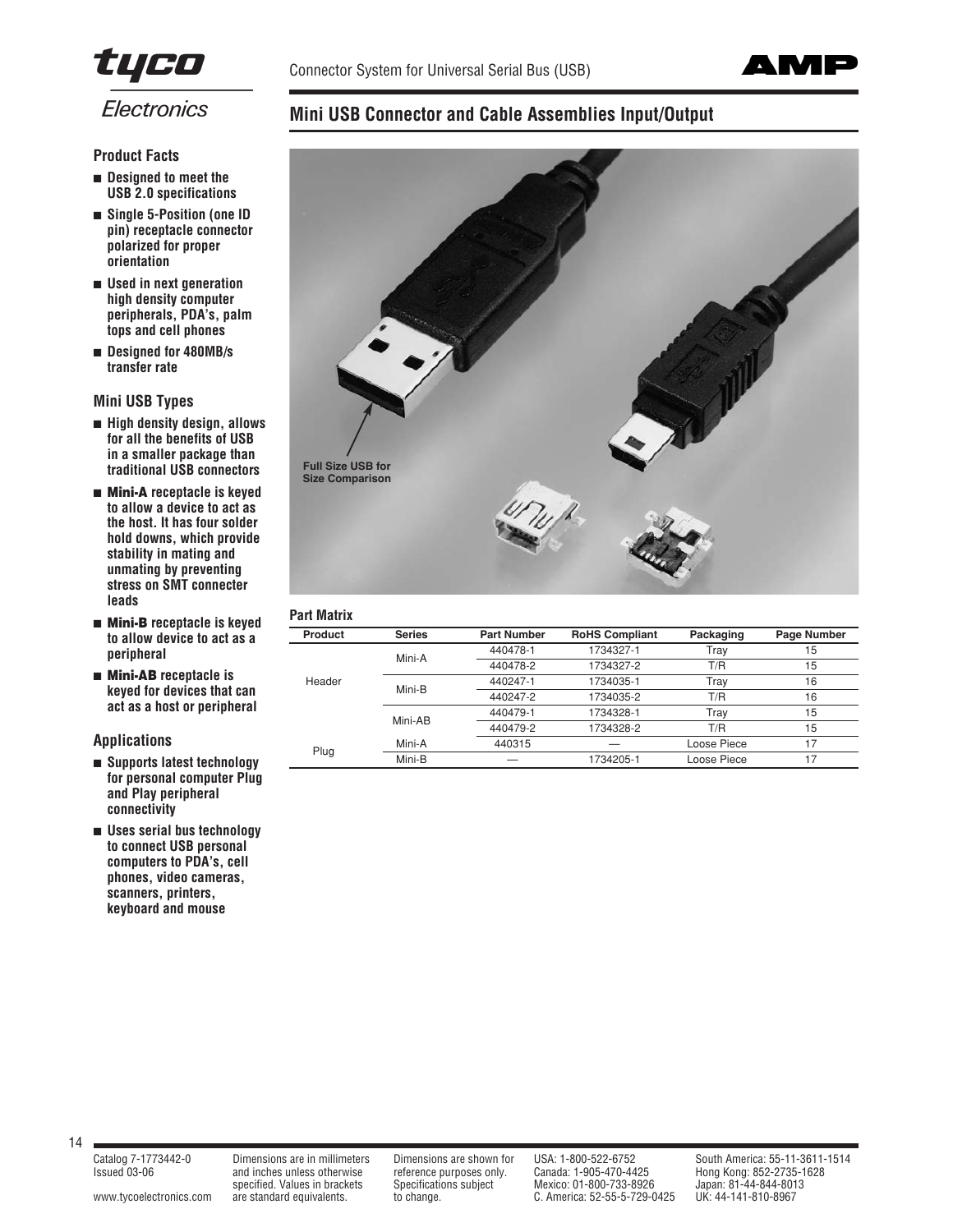# Mini USB Connector and Cable Assemblies Input/Output

### Product Facts

- **Designed to meet the USB 2.0 specifications**
- **Single 5-Position (one ID pin) receptacle connector polarized for proper orientation**
- **Used in next generation high density computer peripherals, PDA's, palm tops and cell phones**
- **Designed for 480MB/s transfer rate**

### Mini USB Types

- **High density design, allows for all the benefits of USB in a smaller package than traditional USB connectors**
- **Mini-A receptacle is keyed to allow a device to act as the host. It has four solder hold downs, which provide stability in mating and unmating by preventing stress on SMT connecter leads**
- **Mini-B receptacle is keyed to allow device to act as a peripheral**
- **Mini-AB receptacle is keyed for devices that can act as a host or peripheral**

### Applications

- **Supports latest technology for personal computer Plug and Play peripheral connectivity**
- **Uses serial bus technology to connect USB personal computers to PDA's, cell phones, video cameras, scanners, printers, keyboard and mouse**

Full Size USB for Size Comparison

### Part Matrix

| Product | Series | Part Number | RoHS Compliant | Packaging | Page Number |
|---|---|---|---|---|---|
| Header | Mini-A | 440478-1 | 1734327-1 | Tray | 15 |
| | | 440478-2 | 1734327-2 | T/R | 15 |
| | Mini-B | 440247-1 | 1734035-1 | Tray | 16 |
| | | 440247-2 | 1734035-2 | T/R | 16 |
| | Mini-AB | 440479-1 | 1734328-1 | Tray | 15 |
| | | 440479-2 | 1734328-2 | T/R | 15 |
| Plug | Mini-A | 440315 | — | Loose Piece | 17 |
| | Mini-B | — | 1734205-1 | Loose Piece | 17 |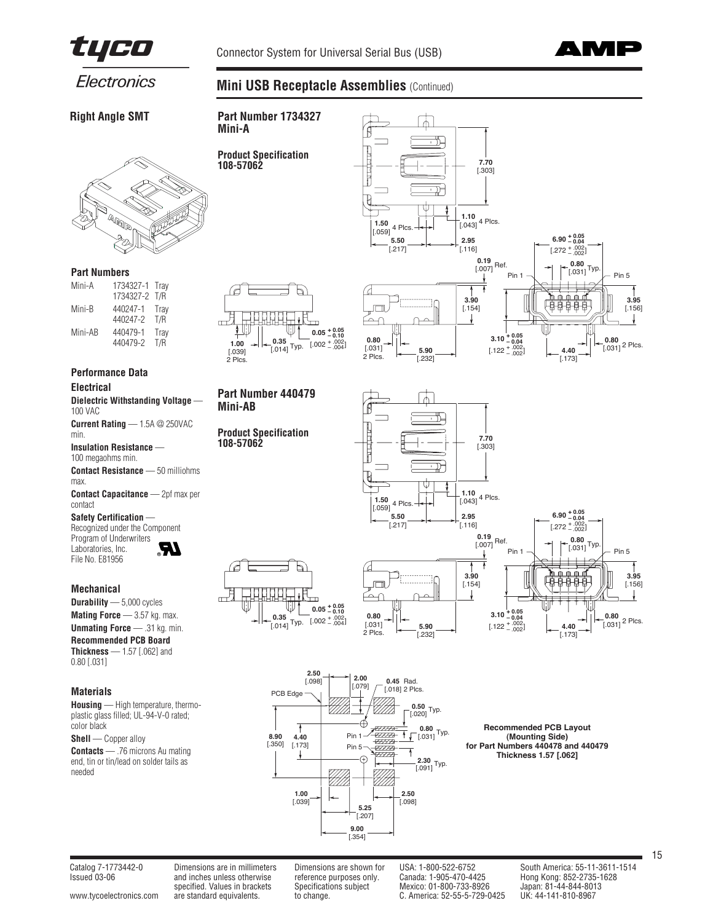## Mini USB Receptacle Assemblies (Continued)

### Right Angle SMT

#### Part Numbers

| | | |
|---|---|---|
| Mini-A | 1734327-1 | Tray |
| | 1734327-2 | T/R |
| Mini-B | 440247-1 | Tray |
| | 440247-2 | T/R |
| Mini-AB | 440479-1 | Tray |
| | 440479-2 | T/R |

#### Performance Data

**Electrical**

**Dielectric Withstanding Voltage** — 100 VAC

**Current Rating** — 1.5A @ 250VAC min.

**Insulation Resistance** — 100 megaohms min.

**Contact Resistance** — 50 milliohms max.

**Contact Capacitance** — 2pf max per contact

**Safety Certification** — Recognized under the Component Program of Underwriters Laboratories, Inc. File No. E81956

**Mechanical**

**Durability** — 5,000 cycles

**Mating Force** — 3.57 kg. max.

**Unmating Force** — .31 kg. min.

**Recommended PCB Board Thickness** — 1.57 [.062] and 0.80 [.031]

**Materials**

**Housing** — High temperature, thermoplastic glass filled; UL-94-V-0 rated; color black

**Shell** — Copper alloy

**Contacts** — .76 microns Au mating end, tin or tin/lead on solder tails as needed

### Part Number 1734327 Mini-A

**Product Specification 108-57062**

### Part Number 440479 Mini-AB

**Product Specification 108-57062**

**Recommended PCB Layout (Mounting Side) for Part Numbers 440478 and 440479 Thickness 1.57 [.062]**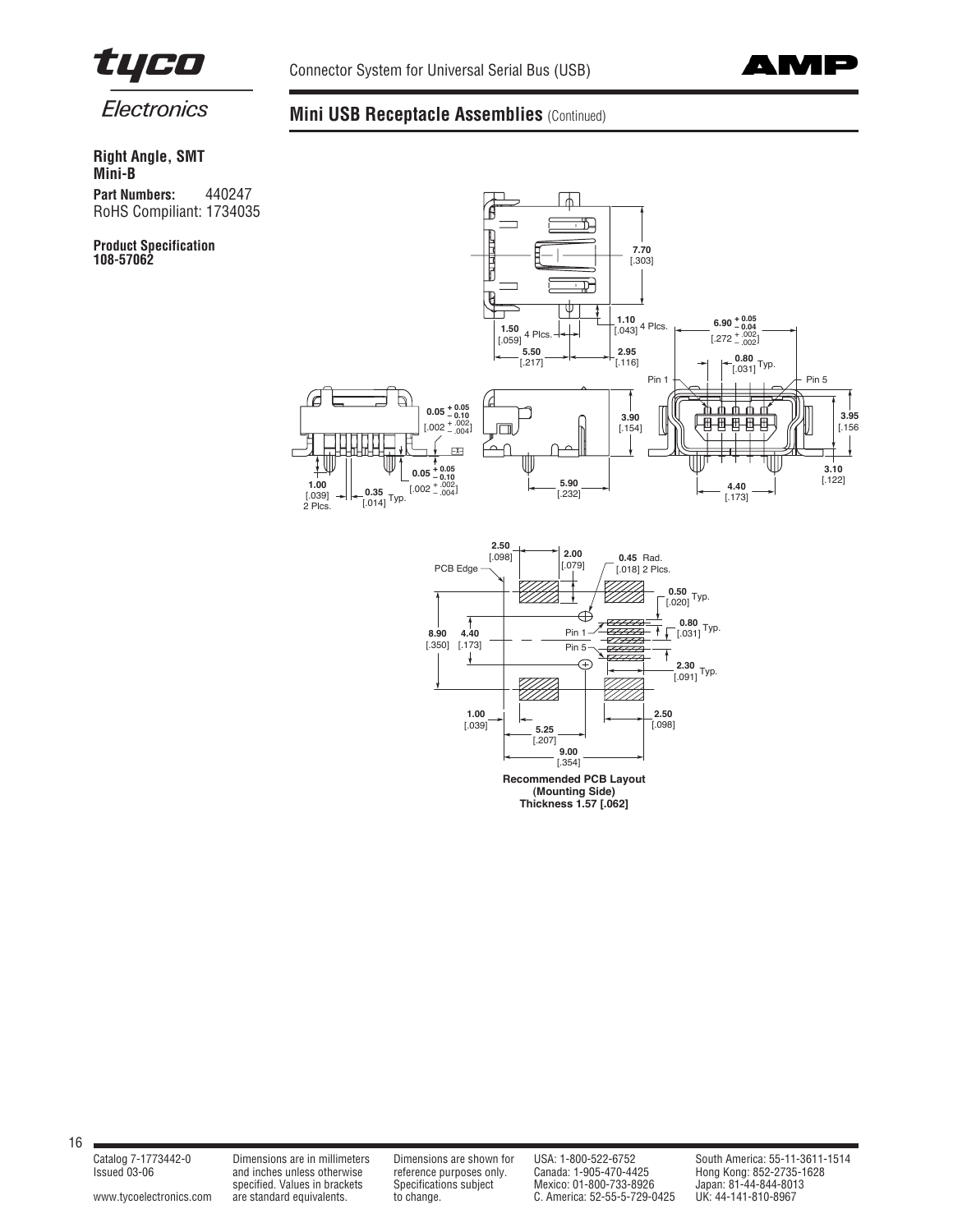## Mini USB Receptacle Assemblies (Continued)

**Right Angle, SMT**
**Mini-B**

**Part Numbers:** 440247
RoHS Compiliant: 1734035

**Product Specification**
**108-57062**

**7.70** [.303]

**1.50** [.059] 4 Plcs.

**1.10** [.043] 4 Plcs.

**5.50** [.217]

**2.95** [.116]

**6.90** $^{+0.05}_{-0.04}$ [.272 $^{+.002}_{-.002}$]

**0.80** [.031] Typ.

Pin 1

Pin 5

**0.05** $^{+0.05}_{-0.10}$ [.002 $^{+.002}_{-.004}$]

**3.90** [.154]

**3.95** [.156]

**3.10** [.122]

**1.00** [.039] 2 Plcs.

**0.35** [.014] Typ.

**0.05** $^{+0.05}_{-0.10}$ [.002 $^{+.002}_{-.004}$]

**5.90** [.232]

**4.40** [.173]

**2.50** [.098]

**2.00** [.079]

PCB Edge

**0.45** Rad. [.018] 2 Plcs.

**0.50** [.020] Typ.

**0.80** [.031] Typ.

**8.90** [.350]

**4.40** [.173]

Pin 1

Pin 5

**2.30** [.091] Typ.

**1.00** [.039]

**5.25** [.207]

**2.50** [.098]

**9.00** [.354]

**Recommended PCB Layout**
**(Mounting Side)**
**Thickness 1.57 [.062]**

Catalog 7-1773442-0
Issued 03-06

www.tycoelectronics.com

Dimensions are in millimeters and inches unless otherwise specified. Values in brackets are standard equivalents.

Dimensions are shown for reference purposes only. Specifications subject to change.

USA: 1-800-522-6752
Canada: 1-905-470-4425
Mexico: 01-800-733-8926
C. America: 52-55-5-729-0425

South America: 55-11-3611-1514
Hong Kong: 852-2735-1628
Japan: 81-44-844-8013
UK: 44-141-810-8967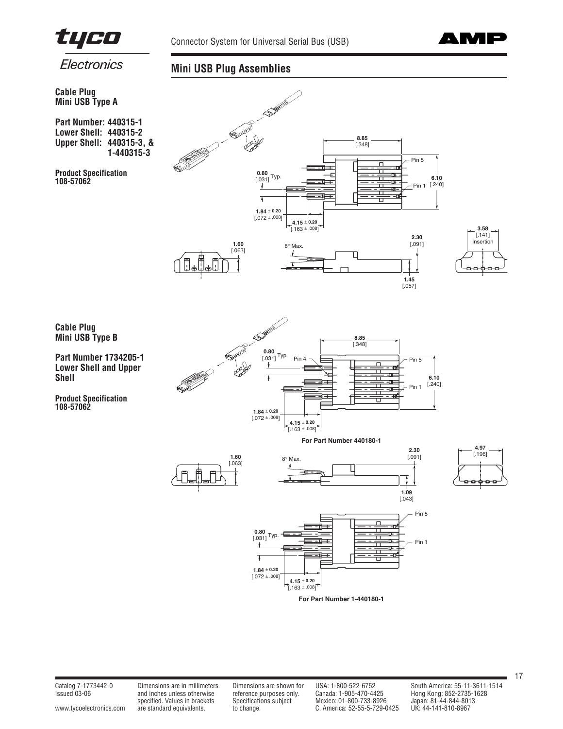## Mini USB Plug Assemblies

**Cable Plug Mini USB Type A**

**Part Number: 440315-1**
**Lower Shell: 440315-2**
**Upper Shell: 440315-3, & 1-440315-3**

**Product Specification 108-57062**

8.85 [.348]

Pin 5

0.80 [.031] Typ.

6.10 [.240]

Pin 1

1.84 ± 0.20 [.072 ± .008]

4.15 ± 0.20 [.163 ± .008]

3.58 [.141] Insertion

2.30 [.091]

1.60 [.063]

8° Max.

1.45 [.057]

**Cable Plug Mini USB Type B**

**Part Number 1734205-1 Lower Shell and Upper Shell**

**Product Specification 108-57062**

8.85 [.348]

0.80 [.031] Typ.

Pin 4

Pin 5

6.10 [.240]

Pin 1

1.84 ± 0.20 [.072 ± .008]

4.15 ± 0.20 [.163 ± .008]

**For Part Number 440180-1**

2.30 [.091]

4.97 [.196]

1.60 [.063]

8° Max.

1.09 [.043]

Pin 5

0.80 [.031] Typ.

Pin 1

1.84 ± 0.20 [.072 ± .008]

4.15 ± 0.20 [.163 ± .008]

**For Part Number 1-440180-1**

Catalog 7-1773442-0
Issued 03-06

www.tycoelectronics.com

Dimensions are in millimeters and inches unless otherwise specified. Values in brackets are standard equivalents.

Dimensions are shown for reference purposes only. Specifications subject to change.

USA: 1-800-522-6752
Canada: 1-905-470-4425
Mexico: 01-800-733-8926
C. America: 52-55-5-729-0425

South America: 55-11-3611-1514
Hong Kong: 852-2735-1628
Japan: 81-44-844-8013
UK: 44-141-810-8967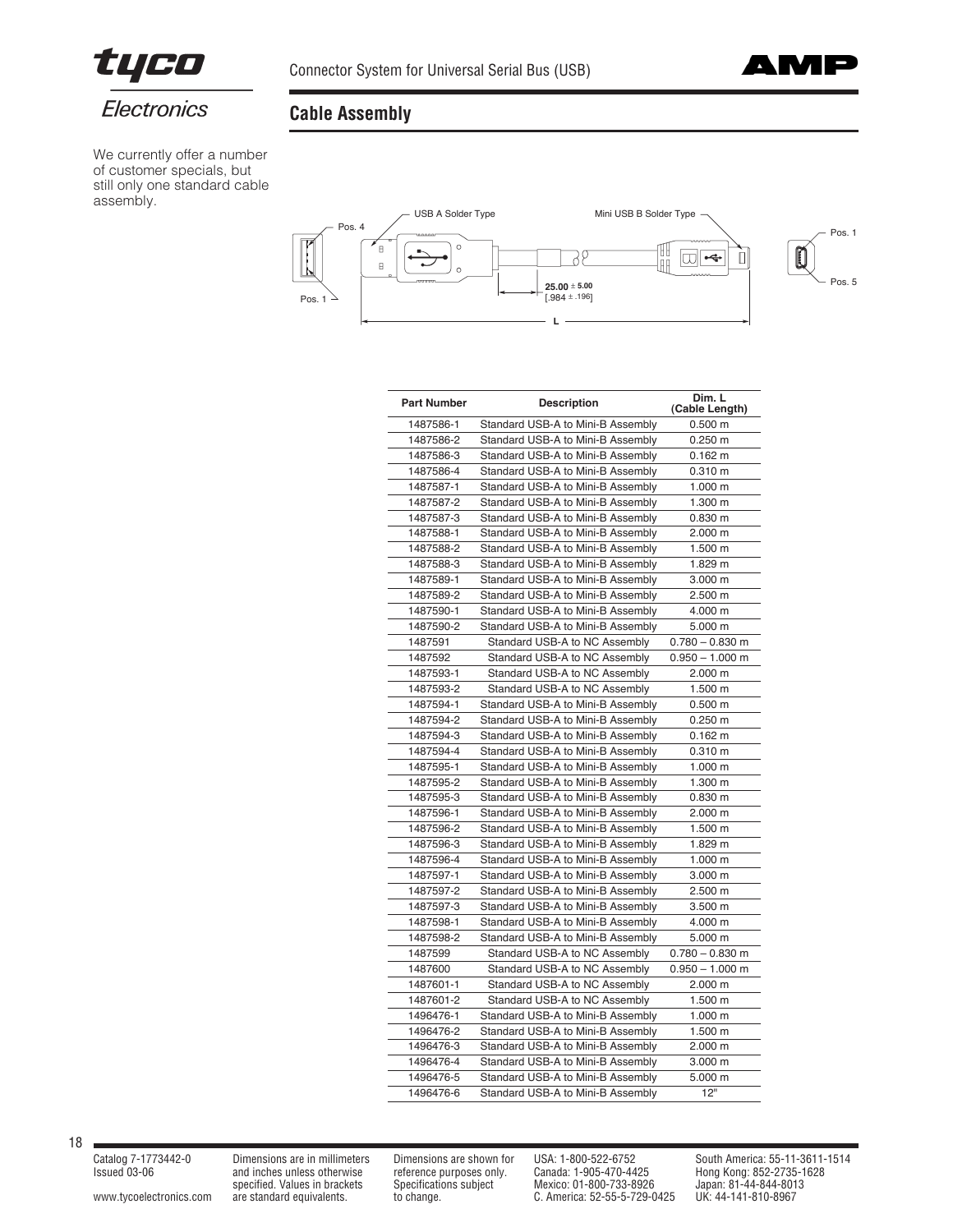## Cable Assembly

We currently offer a number of customer specials, but still only one standard cable assembly.

USA A Solder Type

Mini USB B Solder Type

Pos. 4

Pos. 1

Pos. 1

Pos. 5

25.00 ± 5.00 [.984 ± .196]

L

| Part Number | Description | Dim. L (Cable Length) |
|---|---|---|
| 1487586-1 | Standard USB-A to Mini-B Assembly | 0.500 m |
| 1487586-2 | Standard USB-A to Mini-B Assembly | 0.250 m |
| 1487586-3 | Standard USB-A to Mini-B Assembly | 0.162 m |
| 1487586-4 | Standard USB-A to Mini-B Assembly | 0.310 m |
| 1487587-1 | Standard USB-A to Mini-B Assembly | 1.000 m |
| 1487587-2 | Standard USB-A to Mini-B Assembly | 1.300 m |
| 1487587-3 | Standard USB-A to Mini-B Assembly | 0.830 m |
| 1487588-1 | Standard USB-A to Mini-B Assembly | 2.000 m |
| 1487588-2 | Standard USB-A to Mini-B Assembly | 1.500 m |
| 1487588-3 | Standard USB-A to Mini-B Assembly | 1.829 m |
| 1487589-1 | Standard USB-A to Mini-B Assembly | 3.000 m |
| 1487589-2 | Standard USB-A to Mini-B Assembly | 2.500 m |
| 1487590-1 | Standard USB-A to Mini-B Assembly | 4.000 m |
| 1487590-2 | Standard USB-A to Mini-B Assembly | 5.000 m |
| 1487591 | Standard USB-A to NC Assembly | 0.780 – 0.830 m |
| 1487592 | Standard USB-A to NC Assembly | 0.950 – 1.000 m |
| 1487593-1 | Standard USB-A to NC Assembly | 2.000 m |
| 1487593-2 | Standard USB-A to NC Assembly | 1.500 m |
| 1487594-1 | Standard USB-A to Mini-B Assembly | 0.500 m |
| 1487594-2 | Standard USB-A to Mini-B Assembly | 0.250 m |
| 1487594-3 | Standard USB-A to Mini-B Assembly | 0.162 m |
| 1487594-4 | Standard USB-A to Mini-B Assembly | 0.310 m |
| 1487595-1 | Standard USB-A to Mini-B Assembly | 1.000 m |
| 1487595-2 | Standard USB-A to Mini-B Assembly | 1.300 m |
| 1487595-3 | Standard USB-A to Mini-B Assembly | 0.830 m |
| 1487596-1 | Standard USB-A to Mini-B Assembly | 2.000 m |
| 1487596-2 | Standard USB-A to Mini-B Assembly | 1.500 m |
| 1487596-3 | Standard USB-A to Mini-B Assembly | 1.829 m |
| 1487596-4 | Standard USB-A to Mini-B Assembly | 1.000 m |
| 1487597-1 | Standard USB-A to Mini-B Assembly | 3.000 m |
| 1487597-2 | Standard USB-A to Mini-B Assembly | 2.500 m |
| 1487597-3 | Standard USB-A to Mini-B Assembly | 3.500 m |
| 1487598-1 | Standard USB-A to Mini-B Assembly | 4.000 m |
| 1487598-2 | Standard USB-A to Mini-B Assembly | 5.000 m |
| 1487599 | Standard USB-A to NC Assembly | 0.780 – 0.830 m |
| 1487600 | Standard USB-A to NC Assembly | 0.950 – 1.000 m |
| 1487601-1 | Standard USB-A to NC Assembly | 2.000 m |
| 1487601-2 | Standard USB-A to NC Assembly | 1.500 m |
| 1496476-1 | Standard USB-A to Mini-B Assembly | 1.000 m |
| 1496476-2 | Standard USB-A to Mini-B Assembly | 1.500 m |
| 1496476-3 | Standard USB-A to Mini-B Assembly | 2.000 m |
| 1496476-4 | Standard USB-A to Mini-B Assembly | 3.000 m |
| 1496476-5 | Standard USB-A to Mini-B Assembly | 5.000 m |
| 1496476-6 | Standard USB-A to Mini-B Assembly | 12" |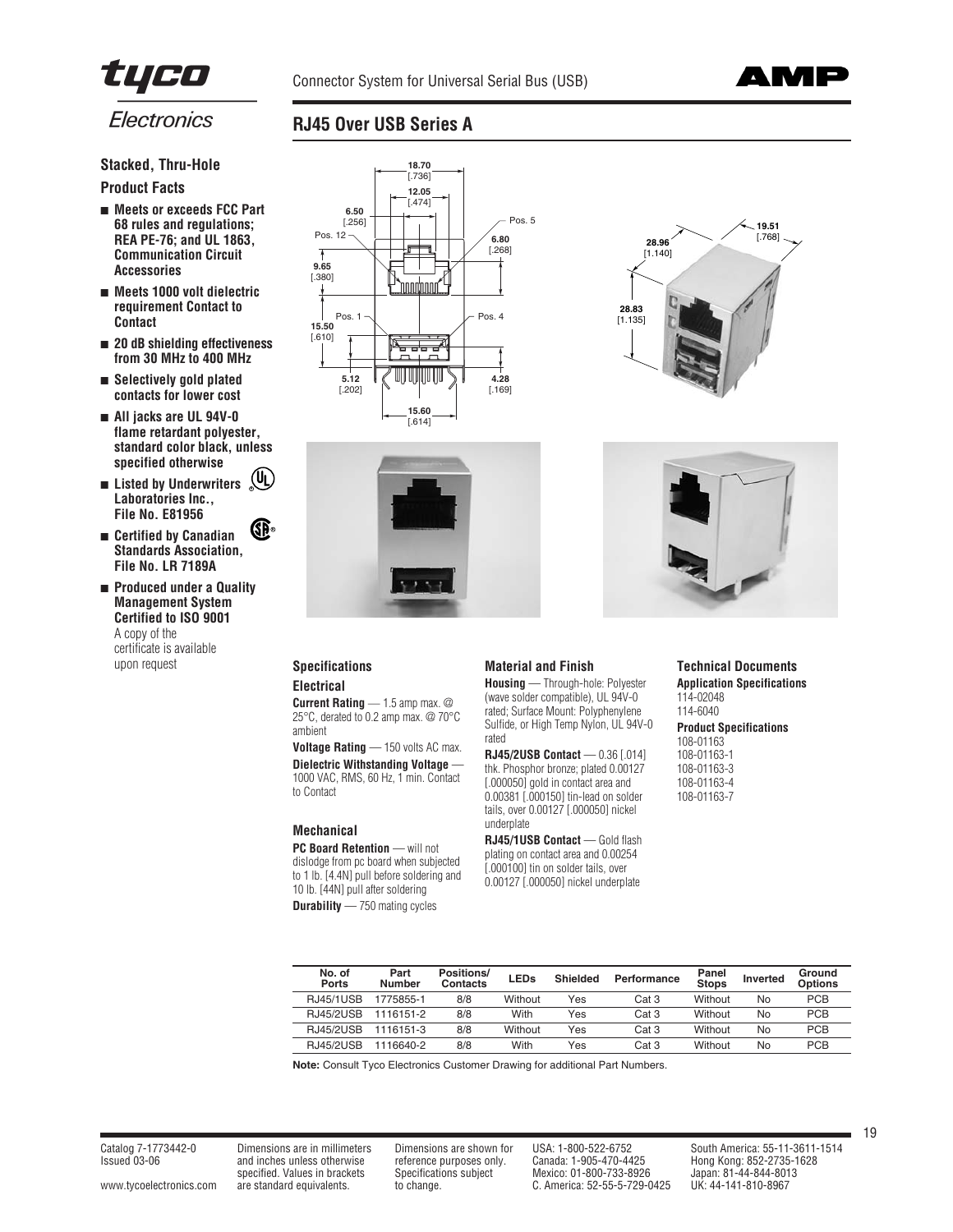# RJ45 Over USB Series A

## Stacked, Thru-Hole

### Product Facts

- Meets or exceeds FCC Part 68 rules and regulations; REA PE-76; and UL 1863, Communication Circuit Accessories
- Meets 1000 volt dielectric requirement Contact to Contact
- 20 dB shielding effectiveness from 30 MHz to 400 MHz
- Selectively gold plated contacts for lower cost
- All jacks are UL 94V-0 flame retardant polyester, standard color black, unless specified otherwise
- Listed by Underwriters Laboratories Inc., File No. E81956
- Certified by Canadian Standards Association, File No. LR 7189A
- Produced under a Quality Management System Certified to ISO 9001
  A copy of the certificate is available upon request

18.70 [.736]
12.05 [.474]
6.50 [.256]
Pos. 12
Pos. 5
6.80 [.268]
9.65 [.380]
Pos. 1
Pos. 4
15.50 [.610]
5.12 [.202]
4.28 [.169]
15.60 [.614]

28.96 [1.140]
19.51 [.768]
28.83 [1.135]

## Specifications

### Electrical

**Current Rating** — 1.5 amp max. @ 25°C, derated to 0.2 amp max. @ 70°C ambient

**Voltage Rating** — 150 volts AC max.

**Dielectric Withstanding Voltage** — 1000 VAC, RMS, 60 Hz, 1 min. Contact to Contact

### Mechanical

**PC Board Retention** — will not dislodge from pc board when subjected to 1 lb. [4.4N] pull before soldering and 10 lb. [44N] pull after soldering

**Durability** — 750 mating cycles

## Material and Finish

**Housing** — Through-hole: Polyester (wave solder compatible), UL 94V-0 rated; Surface Mount: Polyphenylene Sulfide, or High Temp Nylon, UL 94V-0 rated

**RJ45/2USB Contact** — 0.36 [.014] thk. Phosphor bronze; plated 0.00127 [.000050] gold in contact area and 0.00381 [.000150] tin-lead on solder tails, over 0.00127 [.000050] nickel underplate

**RJ45/1USB Contact** — Gold flash plating on contact area and 0.00254 [.000100] tin on solder tails, over 0.00127 [.000050] nickel underplate

## Technical Documents

**Application Specifications**
114-02048
114-6040

**Product Specifications**
108-01163
108-01163-1
108-01163-3
108-01163-4
108-01163-7

| No. of Ports | Part Number | Positions/ Contacts | LEDs | Shielded | Performance | Panel Stops | Inverted | Ground Options |
|---|---|---|---|---|---|---|---|---|
| RJ45/1USB | 1775855-1 | 8/8 | Without | Yes | Cat 3 | Without | No | PCB |
| RJ45/2USB | 1116151-2 | 8/8 | With | Yes | Cat 3 | Without | No | PCB |
| RJ45/2USB | 1116151-3 | 8/8 | Without | Yes | Cat 3 | Without | No | PCB |
| RJ45/2USB | 1116640-2 | 8/8 | With | Yes | Cat 3 | Without | No | PCB |

**Note:** Consult Tyco Electronics Customer Drawing for additional Part Numbers.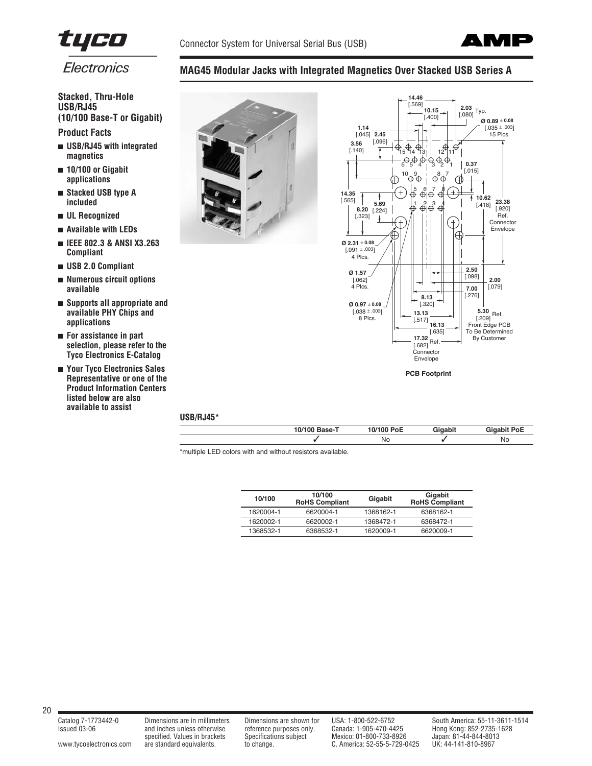## MAG45 Modular Jacks with Integrated Magnetics Over Stacked USB Series A

**Stacked, Thru-Hole USB/RJ45 (10/100 Base-T or Gigabit)**

**Product Facts**

- **USB/RJ45 with integrated magnetics**
- **10/100 or Gigabit applications**
- **Stacked USB type A included**
- **UL Recognized**
- **Available with LEDs**
- **IEEE 802.3 & ANSI X3.263 Compliant**
- **USB 2.0 Compliant**
- **Numerous circuit options available**
- **Supports all appropriate and available PHY Chips and applications**
- **For assistance in part selection, please refer to the Tyco Electronics E-Catalog**
- **Your Tyco Electronics Sales Representative or one of the Product Information Centers listed below are also available to assist**

PCB Footprint

**USB/RJ45***

| 10/100 Base-T | 10/100 PoE | Gigabit | Gigabit PoE |
|---|---|---|---|
| ✓ | No | ✓ | No |

*multiple LED colors with and without resistors available.

| 10/100 | 10/100 RoHS Compliant | Gigabit | Gigabit RoHS Compliant |
|---|---|---|---|
| 1620004-1 | 6620004-1 | 1368162-1 | 6368162-1 |
| 1620002-1 | 6620002-1 | 1368472-1 | 6368472-1 |
| 1368532-1 | 6368532-1 | 1620009-1 | 6620009-1 |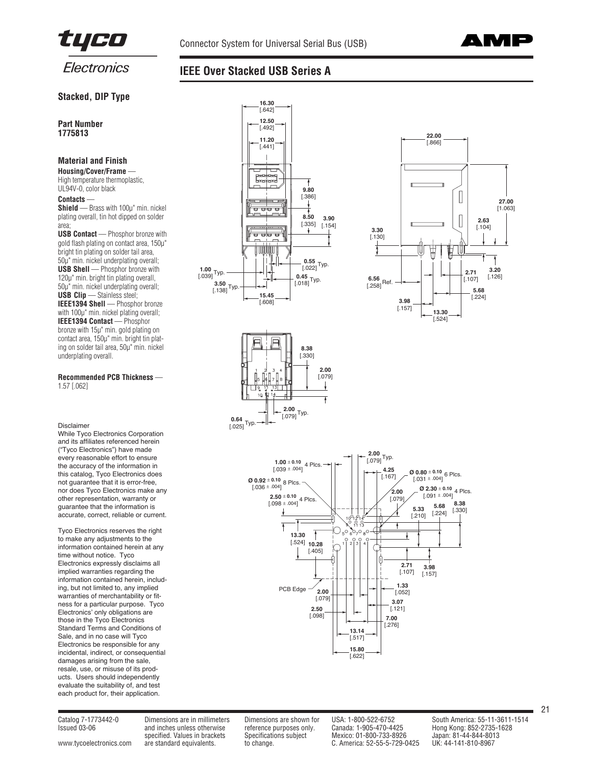## IEEE Over Stacked USB Series A

### Stacked, DIP Type

**Part Number**
**1775813**

**Material and Finish**

**Housing/Cover/Frame** — High temperature thermoplastic, UL94V-0, color black

**Contacts** —

**Shield** — Brass with 100µ" min. nickel plating overall, tin hot dipped on solder area;

**USB Contact** — Phosphor bronze with gold flash plating on contact area, 150µ" bright tin plating on solder tail area, 50µ" min. nickel underplating overall;

**USB Shell** — Phosphor bronze with 120µ" min. bright tin plating overall, 50µ" min. nickel underplating overall;

**USB Clip** — Stainless steel;

**IEEE1394 Shell** — Phosphor bronze with 100µ" min. nickel plating overall;

**IEEE1394 Contact** — Phosphor bronze with 15µ" min. gold plating on contact area, 150µ" min. bright tin plating on solder tail area, 50µ" min. nickel underplating overall.

**Recommended PCB Thickness** — 1.57 [.062]

Disclaimer
While Tyco Electronics Corporation and its affiliates referenced herein ("Tyco Electronics") have made every reasonable effort to ensure the accuracy of the information in this catalog, Tyco Electronics does not guarantee that it is error-free, nor does Tyco Electronics make any other representation, warranty or guarantee that the information is accurate, correct, reliable or current.

Tyco Electronics reserves the right to make any adjustments to the information contained herein at any time without notice. Tyco Electronics expressly disclaims all implied warranties regarding the information contained herein, including, but not limited to, any implied warranties of merchantability or fitness for a particular purpose. Tyco Electronics' only obligations are those in the Tyco Electronics Standard Terms and Conditions of Sale, and in no case will Tyco Electronics be responsible for any incidental, indirect, or consequential damages arising from the sale, resale, use, or misuse of its products. Users should independently evaluate the suitability of, and test each product for, their application.

Catalog 7-1773442-0
Issued 03-06

www.tycoelectronics.com

Dimensions are in millimeters and inches unless otherwise specified. Values in brackets are standard equivalents.

Dimensions are shown for reference purposes only. Specifications subject to change.

USA: 1-800-522-6752
Canada: 1-905-470-4425
Mexico: 01-800-733-8926
C. America: 52-55-5-729-0425

South America: 55-11-3611-1514
Hong Kong: 852-2735-1628
Japan: 81-44-844-8013
UK: 44-141-810-8967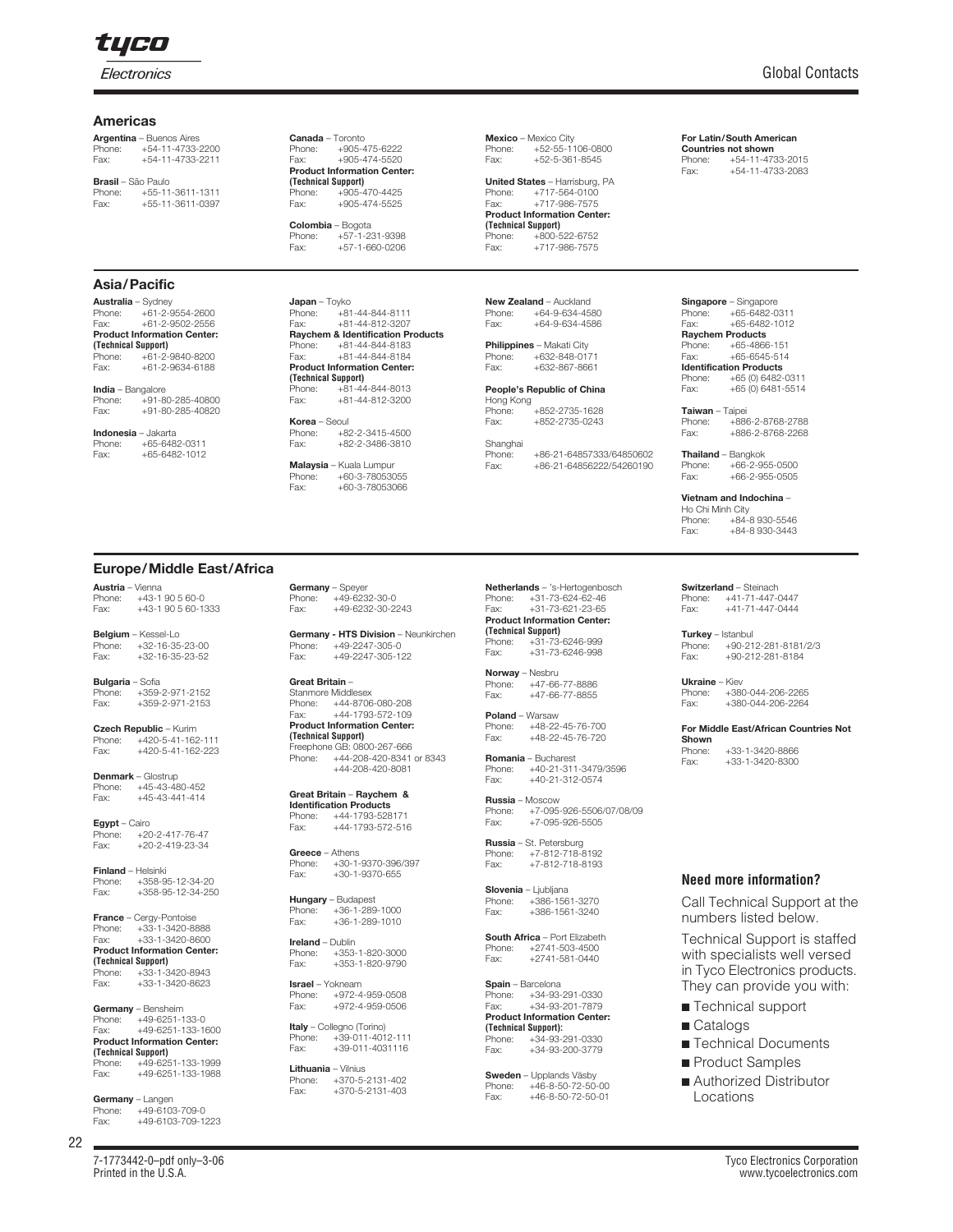# Global Contacts

## Americas

**Argentina** – Buenos Aires
Phone: +54-11-4733-2200
Fax: +54-11-4733-2211

**Brasil** – São Paulo
Phone: +55-11-3611-1311
Fax: +55-11-3611-0397

**Canada** – Toronto
Phone: +905-475-6222
Fax: +905-474-5520
**Product Information Center: (Technical Support)**
Phone: +905-470-4425
Fax: +905-474-5525

**Colombia** – Bogota
Phone: +57-1-231-9398
Fax: +57-1-660-0206

**Mexico** – Mexico City
Phone: +52-55-1106-0800
Fax: +52-5-361-8545

**United States** – Harrisburg, PA
Phone: +717-564-0100
Fax: +717-986-7575
**Product Information Center: (Technical Support)**
Phone: +800-522-6752
Fax: +717-986-7575

**For Latin/South American Countries not shown**
Phone: +54-11-4733-2015
Fax: +54-11-4733-2083

## Asia/Pacific

**Australia** – Sydney
Phone: +61-2-9554-2600
Fax: +61-2-9502-2556
**Product Information Center: (Technical Support)**
Phone: +61-2-9840-8200
Fax: +61-2-9634-6188

**India** – Bangalore
Phone: +91-80-285-40800
Fax: +91-80-285-40820

**Indonesia** – Jakarta
Phone: +65-6482-0311
Fax: +65-6482-1012

**Japan** – Toyko
Phone: +81-44-844-8111
Fax: +81-44-812-3207
**Raychem & Identification Products**
Phone: +81-44-844-8183
Fax: +81-44-844-8184
**Product Information Center: (Technical Support)**
Phone: +81-44-844-8013
Fax: +81-44-812-3200

**Korea** – Seoul
Phone: +82-2-3415-4500
Fax: +82-2-3486-3810

**Malaysia** – Kuala Lumpur
Phone: +60-3-78053055
Fax: +60-3-78053066

**New Zealand** – Auckland
Phone: +64-9-634-4580
Fax: +64-9-634-4586

**Philippines** – Makati City
Phone: +632-848-0171
Fax: +632-867-8661

**People's Republic of China**
Hong Kong
Phone: +852-2735-1628
Fax: +852-2735-0243

Shanghai
Phone: +86-21-64857333/64850602
Fax: +86-21-64856222/54260190

**Singapore** – Singapore
Phone: +65-6482-0311
Fax: +65-6482-1012
**Raychem Products**
Phone: +65-4866-151
Fax: +65-6545-514
**Identification Products**
Phone: +65 (0) 6482-0311
Fax: +65 (0) 6481-5514

**Taiwan** – Taipei
Phone: +886-2-8768-2788
Fax: +886-2-8768-2268

**Thailand** – Bangkok
Phone: +66-2-955-0500
Fax: +66-2-955-0505

**Vietnam and Indochina** –
Ho Chi Minh City
Phone: +84-8 930-5546
Fax: +84-8 930-3443

## Europe/Middle East/Africa

**Austria** – Vienna
Phone: +43-1 90 5 60-0
Fax: +43-1 90 5 60-1333

**Belgium** – Kessel-Lo
Phone: +32-16-35-23-00
Fax: +32-16-35-23-52

**Bulgaria** – Sofia
Phone: +359-2-971-2152
Fax: +359-2-971-2153

**Czech Republic** – Kurim
Phone: +420-5-41-162-111
Fax: +420-5-41-162-223

**Denmark** – Glostrup
Phone: +45-43-480-452
Fax: +45-43-441-414

**Egypt** – Cairo
Phone: +20-2-417-76-47
Fax: +20-2-419-23-34

**Finland** – Helsinki
Phone: +358-95-12-34-20
Fax: +358-95-12-34-250

**France** – Cergy-Pontoise
Phone: +33-1-3420-8888
Fax: +33-1-3420-8600
**Product Information Center: (Technical Support)**
Phone: +33-1-3420-8943
Fax: +33-1-3420-8623

**Germany** – Bensheim
Phone: +49-6251-133-0
Fax: +49-6251-133-1600
**Product Information Center: (Technical Support)**
Phone: +49-6251-133-1999
Fax: +49-6251-133-1988

**Germany** – Langen
Phone: +49-6103-709-0
Fax: +49-6103-709-1223

**Germany** – Speyer
Phone: +49-6232-30-0
Fax: +49-6232-30-2243

**Germany - HTS Division** – Neunkirchen
Phone: +49-2247-305-0
Fax: +49-2247-305-122

**Great Britain** –
Stanmore Middlesex
Phone: +44-8706-080-208
Fax: +44-1793-572-109
**Product Information Center: (Technical Support)**
Freephone GB: 0800-267-666
Phone: +44-208-420-8341 or 8343
+44-208-420-8081

**Great Britain** – **Raychem & Identification Products**
Phone: +44-1793-528171
Fax: +44-1793-572-516

**Greece** – Athens
Phone: +30-1-9370-396/397
Fax: +30-1-9370-655

**Hungary** – Budapest
Phone: +36-1-289-1000
Fax: +36-1-289-1010

**Ireland** – Dublin
Phone: +353-1-820-3000
Fax: +353-1-820-9790

**Israel** – Yokneam
Phone: +972-4-959-0508
Fax: +972-4-959-0506

**Italy** – Collegno (Torino)
Phone: +39-011-4012-111
Fax: +39-011-4031116

**Lithuania** – Vilnius
Phone: +370-5-2131-402
Fax: +370-5-2131-403

**Netherlands** – 's-Hertogenbosch
Phone: +31-73-624-62-46
Fax: +31-73-621-23-65
**Product Information Center: (Technical Support)**
Phone: +31-73-6246-999
Fax: +31-73-6246-998

**Norway** – Nesbru
Phone: +47-66-77-8886
Fax: +47-66-77-8855

**Poland** – Warsaw
Phone: +48-22-45-76-700
Fax: +48-22-45-76-720

**Romania** – Bucharest
Phone: +40-21-311-3479/3596
Fax: +40-21-312-0574

**Russia** – Moscow
Phone: +7-095-926-5506/07/08/09
Fax: +7-095-926-5505

**Russia** – St. Petersburg
Phone: +7-812-718-8192
Fax: +7-812-718-8193

**Slovenia** – Ljubljana
Phone: +386-1561-3270
Fax: +386-1561-3240

**South Africa** – Port Elizabeth
Phone: +2741-503-4500
Fax: +2741-581-0440

**Spain** – Barcelona
Phone: +34-93-291-0330
Fax: +34-93-201-7879
**Product Information Center: (Technical Support):**
Phone: +34-93-291-0330
Fax: +34-93-200-3779

**Sweden** – Upplands Väsby
Phone: +46-8-50-72-50-00
Fax: +46-8-50-72-50-01

**Switzerland** – Steinach
Phone: +41-71-447-0447
Fax: +41-71-447-0444

**Turkey** – Istanbul
Phone: +90-212-281-8181/2/3
Fax: +90-212-281-8184

**Ukraine** – Kiev
Phone: +380-044-206-2265
Fax: +380-044-206-2264

**For Middle East/African Countries Not Shown**
Phone: +33-1-3420-8866
Fax: +33-1-3420-8300

### Need more information?

Call Technical Support at the numbers listed below.

Technical Support is staffed with specialists well versed in Tyco Electronics products. They can provide you with:

- Technical support
- Catalogs
- Technical Documents
- Product Samples
- Authorized Distributor Locations

7-1773442-0–pdf only–3-06
Printed in the U.S.A.

Tyco Electronics Corporation
www.tycoelectronics.com